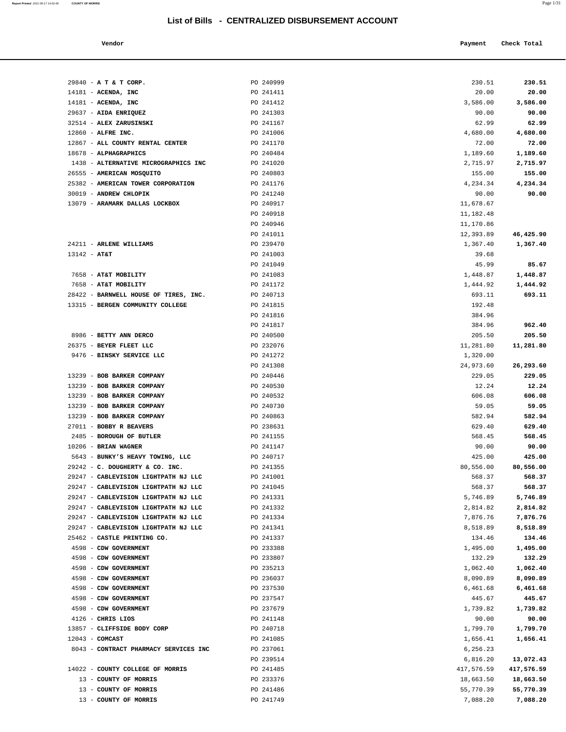# List of Bills - CENTRALIZED DISBURSEMENT ACCOUNT

| Vendor | | Payment | Check Total |
|---|---|---|---|
| 29840 - **A T & T CORP.** | PO 240999 | 230.51 | **230.51** |
| 14181 - **ACENDA, INC** | PO 241411 | 20.00 | **20.00** |
| 14181 - **ACENDA, INC** | PO 241412 | 3,586.00 | **3,586.00** |
| 29637 - **AIDA ENRIQUEZ** | PO 241303 | 90.00 | **90.00** |
| 32514 - **ALEX ZARUSINSKI** | PO 241167 | 62.99 | **62.99** |
| 12860 - **ALFRE INC.** | PO 241006 | 4,680.00 | **4,680.00** |
| 12867 - **ALL COUNTY RENTAL CENTER** | PO 241170 | 72.00 | **72.00** |
| 18678 - **ALPHAGRAPHICS** | PO 240484 | 1,189.60 | **1,189.60** |
| 1438 - **ALTERNATIVE MICROGRAPHICS INC** | PO 241020 | 2,715.97 | **2,715.97** |
| 26555 - **AMERICAN MOSQUITO** | PO 240803 | 155.00 | **155.00** |
| 25382 - **AMERICAN TOWER CORPORATION** | PO 241176 | 4,234.34 | **4,234.34** |
| 30019 - **ANDREW CHLOPIK** | PO 241240 | 90.00 | **90.00** |
| 13079 - **ARAMARK DALLAS LOCKBOX** | PO 240917 | 11,678.67 | |
| | PO 240918 | 11,182.48 | |
| | PO 240946 | 11,170.86 | |
| | PO 241011 | 12,393.89 | **46,425.90** |
| 24211 - **ARLENE WILLIAMS** | PO 239470 | 1,367.40 | **1,367.40** |
| 13142 - **AT&T** | PO 241003 | 39.68 | |
| | PO 241049 | 45.99 | **85.67** |
| 7658 - **AT&T MOBILITY** | PO 241083 | 1,448.87 | **1,448.87** |
| 7658 - **AT&T MOBILITY** | PO 241172 | 1,444.92 | **1,444.92** |
| 28422 - **BARNWELL HOUSE OF TIRES, INC.** | PO 240713 | 693.11 | **693.11** |
| 13315 - **BERGEN COMMUNITY COLLEGE** | PO 241815 | 192.48 | |
| | PO 241816 | 384.96 | |
| | PO 241817 | 384.96 | **962.40** |
| 8986 - **BETTY ANN DERCO** | PO 240500 | 205.50 | **205.50** |
| 26375 - **BEYER FLEET LLC** | PO 232076 | 11,281.80 | **11,281.80** |
| 9476 - **BINSKY SERVICE LLC** | PO 241272 | 1,320.00 | |
| | PO 241308 | 24,973.60 | **26,293.60** |
| 13239 - **BOB BARKER COMPANY** | PO 240446 | 229.05 | **229.05** |
| 13239 - **BOB BARKER COMPANY** | PO 240530 | 12.24 | **12.24** |
| 13239 - **BOB BARKER COMPANY** | PO 240532 | 606.08 | **606.08** |
| 13239 - **BOB BARKER COMPANY** | PO 240730 | 59.05 | **59.05** |
| 13239 - **BOB BARKER COMPANY** | PO 240863 | 582.94 | **582.94** |
| 27011 - **BOBBY R BEAVERS** | PO 238631 | 629.40 | **629.40** |
| 2485 - **BOROUGH OF BUTLER** | PO 241155 | 568.45 | **568.45** |
| 10206 - **BRIAN WAGNER** | PO 241147 | 90.00 | **90.00** |
| 5643 - **BUNKY'S HEAVY TOWING, LLC** | PO 240717 | 425.00 | **425.00** |
| 29242 - **C. DOUGHERTY & CO. INC.** | PO 241355 | 80,556.00 | **80,556.00** |
| 29247 - **CABLEVISION LIGHTPATH NJ LLC** | PO 241001 | 568.37 | **568.37** |
| 29247 - **CABLEVISION LIGHTPATH NJ LLC** | PO 241045 | 568.37 | **568.37** |
| 29247 - **CABLEVISION LIGHTPATH NJ LLC** | PO 241331 | 5,746.89 | **5,746.89** |
| 29247 - **CABLEVISION LIGHTPATH NJ LLC** | PO 241332 | 2,814.82 | **2,814.82** |
| 29247 - **CABLEVISION LIGHTPATH NJ LLC** | PO 241334 | 7,876.76 | **7,876.76** |
| 29247 - **CABLEVISION LIGHTPATH NJ LLC** | PO 241341 | 8,518.89 | **8,518.89** |
| 25462 - **CASTLE PRINTING CO.** | PO 241337 | 134.46 | **134.46** |
| 4598 - **CDW GOVERNMENT** | PO 233388 | 1,495.00 | **1,495.00** |
| 4598 - **CDW GOVERNMENT** | PO 233807 | 132.29 | **132.29** |
| 4598 - **CDW GOVERNMENT** | PO 235213 | 1,062.40 | **1,062.40** |
| 4598 - **CDW GOVERNMENT** | PO 236037 | 8,090.89 | **8,090.89** |
| 4598 - **CDW GOVERNMENT** | PO 237530 | 6,461.68 | **6,461.68** |
| 4598 - **CDW GOVERNMENT** | PO 237547 | 445.67 | **445.67** |
| 4598 - **CDW GOVERNMENT** | PO 237679 | 1,739.82 | **1,739.82** |
| 4126 - **CHRIS LIOS** | PO 241148 | 90.00 | **90.00** |
| 13857 - **CLIFFSIDE BODY CORP** | PO 240718 | 1,799.70 | **1,799.70** |
| 12043 - **COMCAST** | PO 241085 | 1,656.41 | **1,656.41** |
| 8043 - **CONTRACT PHARMACY SERVICES INC** | PO 237061 | 6,256.23 | |
| | PO 239514 | 6,816.20 | **13,072.43** |
| 14022 - **COUNTY COLLEGE OF MORRIS** | PO 241485 | 417,576.59 | **417,576.59** |
| 13 - **COUNTY OF MORRIS** | PO 233376 | 18,663.50 | **18,663.50** |
| 13 - **COUNTY OF MORRIS** | PO 241486 | 55,770.39 | **55,770.39** |
| 13 - **COUNTY OF MORRIS** | PO 241749 | 7,088.20 | **7,088.20** |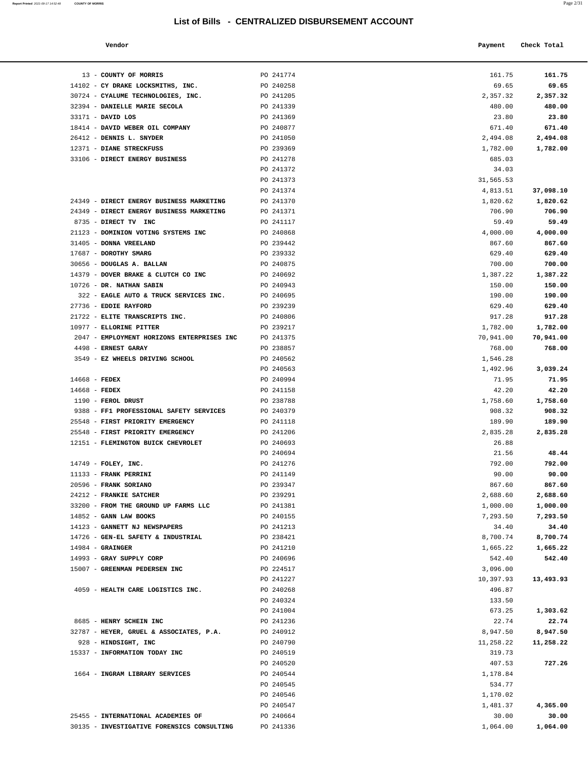# List of Bills - CENTRALIZED DISBURSEMENT ACCOUNT

| Vendor | | Payment | Check Total |
|---|---|---|---|
| 13 - COUNTY OF MORRIS | PO 241774 | 161.75 | **161.75** |
| 14102 - CY DRAKE LOCKSMITHS, INC. | PO 240258 | 69.65 | **69.65** |
| 30724 - CYALUME TECHNOLOGIES, INC. | PO 241205 | 2,357.32 | **2,357.32** |
| 32394 - DANIELLE MARIE SECOLA | PO 241339 | 480.00 | **480.00** |
| 33171 - DAVID LOS | PO 241369 | 23.80 | **23.80** |
| 18414 - DAVID WEBER OIL COMPANY | PO 240877 | 671.40 | **671.40** |
| 26412 - DENNIS L. SNYDER | PO 241050 | 2,494.08 | **2,494.08** |
| 12371 - DIANE STRECKFUSS | PO 239369 | 1,782.00 | **1,782.00** |
| 33106 - DIRECT ENERGY BUSINESS | PO 241278 | 685.03 | |
| | PO 241372 | 34.03 | |
| | PO 241373 | 31,565.53 | |
| | PO 241374 | 4,813.51 | **37,098.10** |
| 24349 - DIRECT ENERGY BUSINESS MARKETING | PO 241370 | 1,820.62 | **1,820.62** |
| 24349 - DIRECT ENERGY BUSINESS MARKETING | PO 241371 | 706.90 | **706.90** |
| 8735 - DIRECT TV INC | PO 241117 | 59.49 | **59.49** |
| 21123 - DOMINION VOTING SYSTEMS INC | PO 240868 | 4,000.00 | **4,000.00** |
| 31405 - DONNA VREELAND | PO 239442 | 867.60 | **867.60** |
| 17687 - DOROTHY SMARG | PO 239332 | 629.40 | **629.40** |
| 30656 - DOUGLAS A. BALLAN | PO 240875 | 700.00 | **700.00** |
| 14379 - DOVER BRAKE & CLUTCH CO INC | PO 240692 | 1,387.22 | **1,387.22** |
| 10726 - DR. NATHAN SABIN | PO 240943 | 150.00 | **150.00** |
| 322 - EAGLE AUTO & TRUCK SERVICES INC. | PO 240695 | 190.00 | **190.00** |
| 27736 - EDDIE RAYFORD | PO 239239 | 629.40 | **629.40** |
| 21722 - ELITE TRANSCRIPTS INC. | PO 240806 | 917.28 | **917.28** |
| 10977 - ELLORINE PITTER | PO 239217 | 1,782.00 | **1,782.00** |
| 2047 - EMPLOYMENT HORIZONS ENTERPRISES INC | PO 241375 | 70,941.00 | **70,941.00** |
| 4498 - ERNEST GARAY | PO 238857 | 768.00 | **768.00** |
| 3549 - EZ WHEELS DRIVING SCHOOL | PO 240562 | 1,546.28 | |
| | PO 240563 | 1,492.96 | **3,039.24** |
| 14668 - FEDEX | PO 240994 | 71.95 | **71.95** |
| 14668 - FEDEX | PO 241158 | 42.20 | **42.20** |
| 1190 - FEROL DRUST | PO 238788 | 1,758.60 | **1,758.60** |
| 9388 - FF1 PROFESSIONAL SAFETY SERVICES | PO 240379 | 908.32 | **908.32** |
| 25548 - FIRST PRIORITY EMERGENCY | PO 241118 | 189.90 | **189.90** |
| 25548 - FIRST PRIORITY EMERGENCY | PO 241206 | 2,835.28 | **2,835.28** |
| 12151 - FLEMINGTON BUICK CHEVROLET | PO 240693 | 26.88 | |
| | PO 240694 | 21.56 | **48.44** |
| 14749 - FOLEY, INC. | PO 241276 | 792.00 | **792.00** |
| 11133 - FRANK PERRINI | PO 241149 | 90.00 | **90.00** |
| 20596 - FRANK SORIANO | PO 239347 | 867.60 | **867.60** |
| 24212 - FRANKIE SATCHER | PO 239291 | 2,688.60 | **2,688.60** |
| 33200 - FROM THE GROUND UP FARMS LLC | PO 241381 | 1,000.00 | **1,000.00** |
| 14852 - GANN LAW BOOKS | PO 240155 | 7,293.50 | **7,293.50** |
| 14123 - GANNETT NJ NEWSPAPERS | PO 241213 | 34.40 | **34.40** |
| 14726 - GEN-EL SAFETY & INDUSTRIAL | PO 238421 | 8,700.74 | **8,700.74** |
| 14984 - GRAINGER | PO 241210 | 1,665.22 | **1,665.22** |
| 14993 - GRAY SUPPLY CORP | PO 240696 | 542.40 | **542.40** |
| 15007 - GREENMAN PEDERSEN INC | PO 224517 | 3,096.00 | |
| | PO 241227 | 10,397.93 | **13,493.93** |
| 4059 - HEALTH CARE LOGISTICS INC. | PO 240268 | 496.87 | |
| | PO 240324 | 133.50 | |
| | PO 241004 | 673.25 | **1,303.62** |
| 8685 - HENRY SCHEIN INC | PO 241236 | 22.74 | **22.74** |
| 32787 - HEYER, GRUEL & ASSOCIATES, P.A. | PO 240912 | 8,947.50 | **8,947.50** |
| 928 - HINDSIGHT, INC | PO 240790 | 11,258.22 | **11,258.22** |
| 15337 - INFORMATION TODAY INC | PO 240519 | 319.73 | |
| | PO 240520 | 407.53 | **727.26** |
| 1664 - INGRAM LIBRARY SERVICES | PO 240544 | 1,178.84 | |
| | PO 240545 | 534.77 | |
| | PO 240546 | 1,170.02 | |
| | PO 240547 | 1,481.37 | **4,365.00** |
| 25455 - INTERNATIONAL ACADEMIES OF | PO 240664 | 30.00 | **30.00** |
| 30135 - INVESTIGATIVE FORENSICS CONSULTING | PO 241336 | 1,064.00 | **1,064.00** |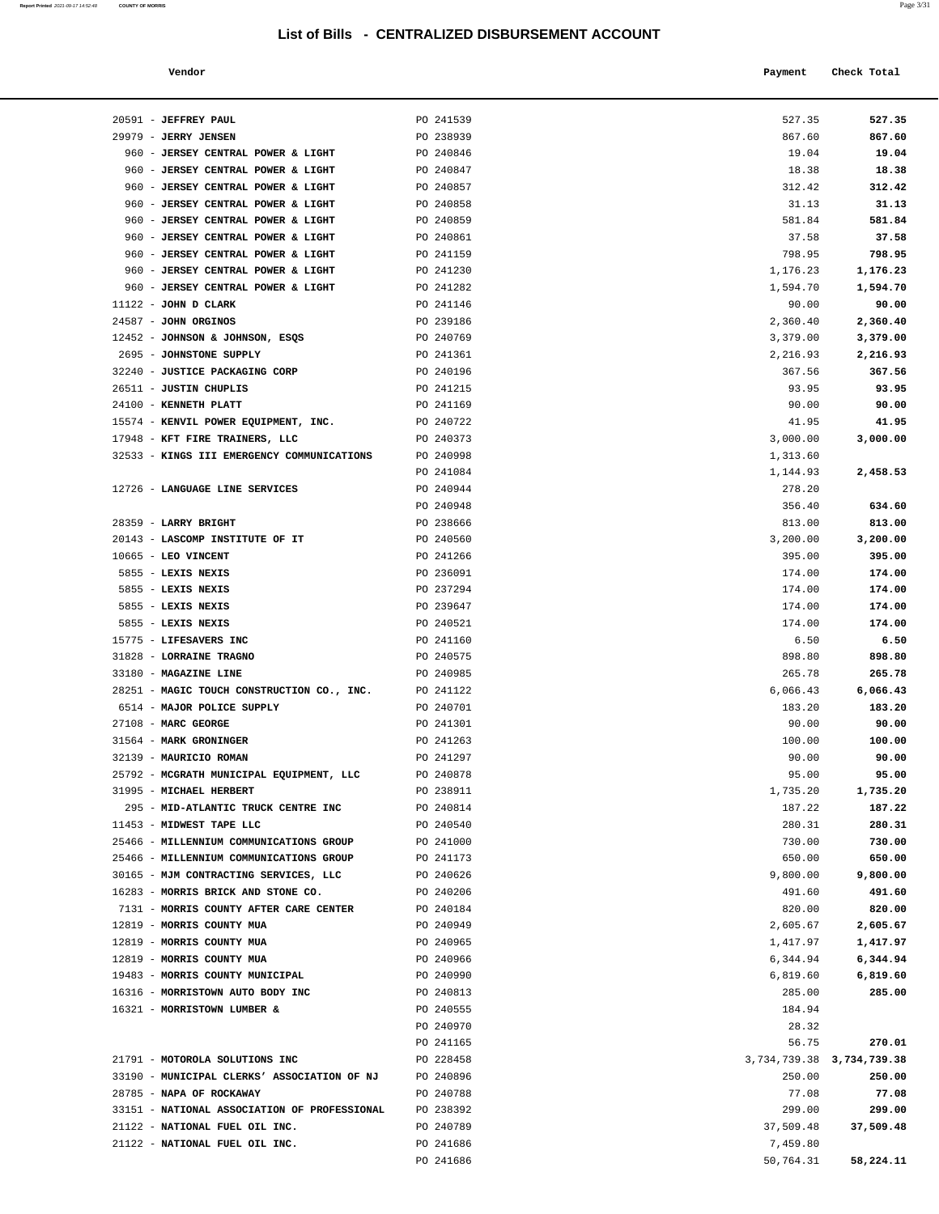# List of Bills - CENTRALIZED DISBURSEMENT ACCOUNT

| Vendor | | Payment | Check Total |
|---|---|---|---|
| 20591 - **JEFFREY PAUL** | PO 241539 | 527.35 | **527.35** |
| 29979 - **JERRY JENSEN** | PO 238939 | 867.60 | **867.60** |
| 960 - **JERSEY CENTRAL POWER & LIGHT** | PO 240846 | 19.04 | **19.04** |
| 960 - **JERSEY CENTRAL POWER & LIGHT** | PO 240847 | 18.38 | **18.38** |
| 960 - **JERSEY CENTRAL POWER & LIGHT** | PO 240857 | 312.42 | **312.42** |
| 960 - **JERSEY CENTRAL POWER & LIGHT** | PO 240858 | 31.13 | **31.13** |
| 960 - **JERSEY CENTRAL POWER & LIGHT** | PO 240859 | 581.84 | **581.84** |
| 960 - **JERSEY CENTRAL POWER & LIGHT** | PO 240861 | 37.58 | **37.58** |
| 960 - **JERSEY CENTRAL POWER & LIGHT** | PO 241159 | 798.95 | **798.95** |
| 960 - **JERSEY CENTRAL POWER & LIGHT** | PO 241230 | 1,176.23 | **1,176.23** |
| 960 - **JERSEY CENTRAL POWER & LIGHT** | PO 241282 | 1,594.70 | **1,594.70** |
| 11122 - **JOHN D CLARK** | PO 241146 | 90.00 | **90.00** |
| 24587 - **JOHN ORGINOS** | PO 239186 | 2,360.40 | **2,360.40** |
| 12452 - **JOHNSON & JOHNSON, ESQS** | PO 240769 | 3,379.00 | **3,379.00** |
| 2695 - **JOHNSTONE SUPPLY** | PO 241361 | 2,216.93 | **2,216.93** |
| 32240 - **JUSTICE PACKAGING CORP** | PO 240196 | 367.56 | **367.56** |
| 26511 - **JUSTIN CHUPLIS** | PO 241215 | 93.95 | **93.95** |
| 24100 - **KENNETH PLATT** | PO 241169 | 90.00 | **90.00** |
| 15574 - **KENVIL POWER EQUIPMENT, INC.** | PO 240722 | 41.95 | **41.95** |
| 17948 - **KFT FIRE TRAINERS, LLC** | PO 240373 | 3,000.00 | **3,000.00** |
| 32533 - **KINGS III EMERGENCY COMMUNICATIONS** | PO 240998 | 1,313.60 | |
| | PO 241084 | 1,144.93 | **2,458.53** |
| 12726 - **LANGUAGE LINE SERVICES** | PO 240944 | 278.20 | |
| | PO 240948 | 356.40 | **634.60** |
| 28359 - **LARRY BRIGHT** | PO 238666 | 813.00 | **813.00** |
| 20143 - **LASCOMP INSTITUTE OF IT** | PO 240560 | 3,200.00 | **3,200.00** |
| 10665 - **LEO VINCENT** | PO 241266 | 395.00 | **395.00** |
| 5855 - **LEXIS NEXIS** | PO 236091 | 174.00 | **174.00** |
| 5855 - **LEXIS NEXIS** | PO 237294 | 174.00 | **174.00** |
| 5855 - **LEXIS NEXIS** | PO 239647 | 174.00 | **174.00** |
| 5855 - **LEXIS NEXIS** | PO 240521 | 174.00 | **174.00** |
| 15775 - **LIFESAVERS INC** | PO 241160 | 6.50 | **6.50** |
| 31828 - **LORRAINE TRAGNO** | PO 240575 | 898.80 | **898.80** |
| 33180 - **MAGAZINE LINE** | PO 240985 | 265.78 | **265.78** |
| 28251 - **MAGIC TOUCH CONSTRUCTION CO., INC.** | PO 241122 | 6,066.43 | **6,066.43** |
| 6514 - **MAJOR POLICE SUPPLY** | PO 240701 | 183.20 | **183.20** |
| 27108 - **MARC GEORGE** | PO 241301 | 90.00 | **90.00** |
| 31564 - **MARK GRONINGER** | PO 241263 | 100.00 | **100.00** |
| 32139 - **MAURICIO ROMAN** | PO 241297 | 90.00 | **90.00** |
| 25792 - **MCGRATH MUNICIPAL EQUIPMENT, LLC** | PO 240878 | 95.00 | **95.00** |
| 31995 - **MICHAEL HERBERT** | PO 238911 | 1,735.20 | **1,735.20** |
| 295 - **MID-ATLANTIC TRUCK CENTRE INC** | PO 240814 | 187.22 | **187.22** |
| 11453 - **MIDWEST TAPE LLC** | PO 240540 | 280.31 | **280.31** |
| 25466 - **MILLENNIUM COMMUNICATIONS GROUP** | PO 241000 | 730.00 | **730.00** |
| 25466 - **MILLENNIUM COMMUNICATIONS GROUP** | PO 241173 | 650.00 | **650.00** |
| 30165 - **MJM CONTRACTING SERVICES, LLC** | PO 240626 | 9,800.00 | **9,800.00** |
| 16283 - **MORRIS BRICK AND STONE CO.** | PO 240206 | 491.60 | **491.60** |
| 7131 - **MORRIS COUNTY AFTER CARE CENTER** | PO 240184 | 820.00 | **820.00** |
| 12819 - **MORRIS COUNTY MUA** | PO 240949 | 2,605.67 | **2,605.67** |
| 12819 - **MORRIS COUNTY MUA** | PO 240965 | 1,417.97 | **1,417.97** |
| 12819 - **MORRIS COUNTY MUA** | PO 240966 | 6,344.94 | **6,344.94** |
| 19483 - **MORRIS COUNTY MUNICIPAL** | PO 240990 | 6,819.60 | **6,819.60** |
| 16316 - **MORRISTOWN AUTO BODY INC** | PO 240813 | 285.00 | **285.00** |
| 16321 - **MORRISTOWN LUMBER &** | PO 240555 | 184.94 | |
| | PO 240970 | 28.32 | |
| | PO 241165 | 56.75 | **270.01** |
| 21791 - **MOTOROLA SOLUTIONS INC** | PO 228458 | 3,734,739.38 | **3,734,739.38** |
| 33190 - **MUNICIPAL CLERKS' ASSOCIATION OF NJ** | PO 240896 | 250.00 | **250.00** |
| 28785 - **NAPA OF ROCKAWAY** | PO 240788 | 77.08 | **77.08** |
| 33151 - **NATIONAL ASSOCIATION OF PROFESSIONAL** | PO 238392 | 299.00 | **299.00** |
| 21122 - **NATIONAL FUEL OIL INC.** | PO 240789 | 37,509.48 | **37,509.48** |
| 21122 - **NATIONAL FUEL OIL INC.** | PO 241686 | 7,459.80 | |
| | PO 241686 | 50,764.31 | **58,224.11** |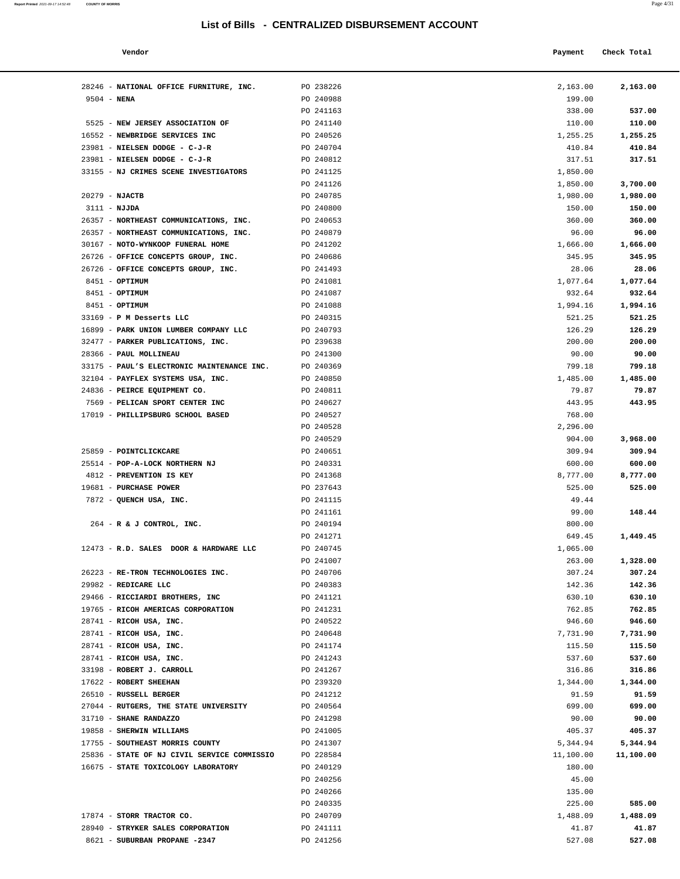# List of Bills - CENTRALIZED DISBURSEMENT ACCOUNT

| Vendor | | Payment | Check Total |
| --- | --- | --- | --- |
| 28246 - **NATIONAL OFFICE FURNITURE, INC.** | PO 238226 | 2,163.00 | **2,163.00** |
| 9504 - **NENA** | PO 240988 | 199.00 | |
| | PO 241163 | 338.00 | **537.00** |
| 5525 - **NEW JERSEY ASSOCIATION OF** | PO 241140 | 110.00 | **110.00** |
| 16552 - **NEWBRIDGE SERVICES INC** | PO 240526 | 1,255.25 | **1,255.25** |
| 23981 - **NIELSEN DODGE - C-J-R** | PO 240704 | 410.84 | **410.84** |
| 23981 - **NIELSEN DODGE - C-J-R** | PO 240812 | 317.51 | **317.51** |
| 33155 - **NJ CRIMES SCENE INVESTIGATORS** | PO 241125 | 1,850.00 | |
| | PO 241126 | 1,850.00 | **3,700.00** |
| 20279 - **NJACTB** | PO 240785 | 1,980.00 | **1,980.00** |
| 3111 - **NJJDA** | PO 240800 | 150.00 | **150.00** |
| 26357 - **NORTHEAST COMMUNICATIONS, INC.** | PO 240653 | 360.00 | **360.00** |
| 26357 - **NORTHEAST COMMUNICATIONS, INC.** | PO 240879 | 96.00 | **96.00** |
| 30167 - **NOTO-WYNKOOP FUNERAL HOME** | PO 241202 | 1,666.00 | **1,666.00** |
| 26726 - **OFFICE CONCEPTS GROUP, INC.** | PO 240686 | 345.95 | **345.95** |
| 26726 - **OFFICE CONCEPTS GROUP, INC.** | PO 241493 | 28.06 | **28.06** |
| 8451 - **OPTIMUM** | PO 241081 | 1,077.64 | **1,077.64** |
| 8451 - **OPTIMUM** | PO 241087 | 932.64 | **932.64** |
| 8451 - **OPTIMUM** | PO 241088 | 1,994.16 | **1,994.16** |
| 33169 - **P M Desserts LLC** | PO 240315 | 521.25 | **521.25** |
| 16899 - **PARK UNION LUMBER COMPANY LLC** | PO 240793 | 126.29 | **126.29** |
| 32477 - **PARKER PUBLICATIONS, INC.** | PO 239638 | 200.00 | **200.00** |
| 28366 - **PAUL MOLLINEAU** | PO 241300 | 90.00 | **90.00** |
| 33175 - **PAUL'S ELECTRONIC MAINTENANCE INC.** | PO 240369 | 799.18 | **799.18** |
| 32104 - **PAYFLEX SYSTEMS USA, INC.** | PO 240850 | 1,485.00 | **1,485.00** |
| 24836 - **PEIRCE EQUIPMENT CO.** | PO 240811 | 79.87 | **79.87** |
| 7569 - **PELICAN SPORT CENTER INC** | PO 240627 | 443.95 | **443.95** |
| 17019 - **PHILLIPSBURG SCHOOL BASED** | PO 240527 | 768.00 | |
| | PO 240528 | 2,296.00 | |
| | PO 240529 | 904.00 | **3,968.00** |
| 25859 - **POINTCLICKCARE** | PO 240651 | 309.94 | **309.94** |
| 25514 - **POP-A-LOCK NORTHERN NJ** | PO 240331 | 600.00 | **600.00** |
| 4812 - **PREVENTION IS KEY** | PO 241368 | 8,777.00 | **8,777.00** |
| 19681 - **PURCHASE POWER** | PO 237643 | 525.00 | **525.00** |
| 7872 - **QUENCH USA, INC.** | PO 241115 | 49.44 | |
| | PO 241161 | 99.00 | **148.44** |
| 264 - **R & J CONTROL, INC.** | PO 240194 | 800.00 | |
| | PO 241271 | 649.45 | **1,449.45** |
| 12473 - **R.D. SALES DOOR & HARDWARE LLC** | PO 240745 | 1,065.00 | |
| | PO 241007 | 263.00 | **1,328.00** |
| 26223 - **RE-TRON TECHNOLOGIES INC.** | PO 240706 | 307.24 | **307.24** |
| 29982 - **REDICARE LLC** | PO 240383 | 142.36 | **142.36** |
| 29466 - **RICCIARDI BROTHERS, INC** | PO 241121 | 630.10 | **630.10** |
| 19765 - **RICOH AMERICAS CORPORATION** | PO 241231 | 762.85 | **762.85** |
| 28741 - **RICOH USA, INC.** | PO 240522 | 946.60 | **946.60** |
| 28741 - **RICOH USA, INC.** | PO 240648 | 7,731.90 | **7,731.90** |
| 28741 - **RICOH USA, INC.** | PO 241174 | 115.50 | **115.50** |
| 28741 - **RICOH USA, INC.** | PO 241243 | 537.60 | **537.60** |
| 33198 - **ROBERT J. CARROLL** | PO 241267 | 316.86 | **316.86** |
| 17622 - **ROBERT SHEEHAN** | PO 239320 | 1,344.00 | **1,344.00** |
| 26510 - **RUSSELL BERGER** | PO 241212 | 91.59 | **91.59** |
| 27044 - **RUTGERS, THE STATE UNIVERSITY** | PO 240564 | 699.00 | **699.00** |
| 31710 - **SHANE RANDAZZO** | PO 241298 | 90.00 | **90.00** |
| 19858 - **SHERWIN WILLIAMS** | PO 241005 | 405.37 | **405.37** |
| 17755 - **SOUTHEAST MORRIS COUNTY** | PO 241307 | 5,344.94 | **5,344.94** |
| 25836 - **STATE OF NJ CIVIL SERVICE COMMISSIO** | PO 228584 | 11,100.00 | **11,100.00** |
| 16675 - **STATE TOXICOLOGY LABORATORY** | PO 240129 | 180.00 | |
| | PO 240256 | 45.00 | |
| | PO 240266 | 135.00 | |
| | PO 240335 | 225.00 | **585.00** |
| 17874 - **STORR TRACTOR CO.** | PO 240709 | 1,488.09 | **1,488.09** |
| 28940 - **STRYKER SALES CORPORATION** | PO 241111 | 41.87 | **41.87** |
| 8621 - **SUBURBAN PROPANE -2347** | PO 241256 | 527.08 | **527.08** |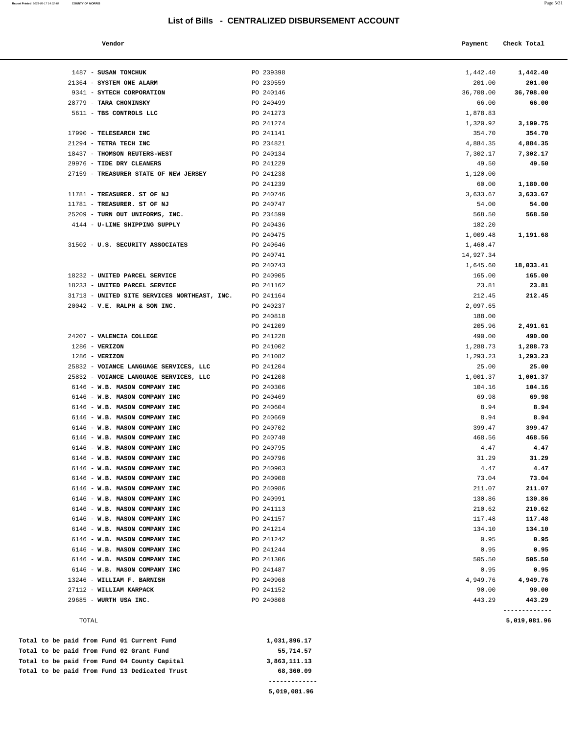# List of Bills - CENTRALIZED DISBURSEMENT ACCOUNT

| Vendor | | Payment | Check Total |
|---|---|---|---|
| 1487 - **SUSAN TOMCHUK** | PO 239398 | 1,442.40 | **1,442.40** |
| 21364 - **SYSTEM ONE ALARM** | PO 239559 | 201.00 | **201.00** |
| 9341 - **SYTECH CORPORATION** | PO 240146 | 36,708.00 | **36,708.00** |
| 28779 - **TARA CHOMINSKY** | PO 240499 | 66.00 | **66.00** |
| 5611 - **TBS CONTROLS LLC** | PO 241273 | 1,878.83 | |
| | PO 241274 | 1,320.92 | **3,199.75** |
| 17990 - **TELESEARCH INC** | PO 241141 | 354.70 | **354.70** |
| 21294 - **TETRA TECH INC** | PO 234821 | 4,884.35 | **4,884.35** |
| 18437 - **THOMSON REUTERS-WEST** | PO 240134 | 7,302.17 | **7,302.17** |
| 29976 - **TIDE DRY CLEANERS** | PO 241229 | 49.50 | **49.50** |
| 27159 - **TREASURER STATE OF NEW JERSEY** | PO 241238 | 1,120.00 | |
| | PO 241239 | 60.00 | **1,180.00** |
| 11781 - **TREASURER. ST OF NJ** | PO 240746 | 3,633.67 | **3,633.67** |
| 11781 - **TREASURER. ST OF NJ** | PO 240747 | 54.00 | **54.00** |
| 25209 - **TURN OUT UNIFORMS, INC.** | PO 234599 | 568.50 | **568.50** |
| 4144 - **U-LINE SHIPPING SUPPLY** | PO 240436 | 182.20 | |
| | PO 240475 | 1,009.48 | **1,191.68** |
| 31502 - **U.S. SECURITY ASSOCIATES** | PO 240646 | 1,460.47 | |
| | PO 240741 | 14,927.34 | |
| | PO 240743 | 1,645.60 | **18,033.41** |
| 18232 - **UNITED PARCEL SERVICE** | PO 240905 | 165.00 | **165.00** |
| 18233 - **UNITED PARCEL SERVICE** | PO 241162 | 23.81 | **23.81** |
| 31713 - **UNITED SITE SERVICES NORTHEAST, INC.** | PO 241164 | 212.45 | **212.45** |
| 20042 - **V.E. RALPH & SON INC.** | PO 240237 | 2,097.65 | |
| | PO 240818 | 188.00 | |
| | PO 241209 | 205.96 | **2,491.61** |
| 24207 - **VALENCIA COLLEGE** | PO 241228 | 490.00 | **490.00** |
| 1286 - **VERIZON** | PO 241002 | 1,288.73 | **1,288.73** |
| 1286 - **VERIZON** | PO 241082 | 1,293.23 | **1,293.23** |
| 25832 - **VOIANCE LANGUAGE SERVICES, LLC** | PO 241204 | 25.00 | **25.00** |
| 25832 - **VOIANCE LANGUAGE SERVICES, LLC** | PO 241208 | 1,001.37 | **1,001.37** |
| 6146 - **W.B. MASON COMPANY INC** | PO 240306 | 104.16 | **104.16** |
| 6146 - **W.B. MASON COMPANY INC** | PO 240469 | 69.98 | **69.98** |
| 6146 - **W.B. MASON COMPANY INC** | PO 240604 | 8.94 | **8.94** |
| 6146 - **W.B. MASON COMPANY INC** | PO 240669 | 8.94 | **8.94** |
| 6146 - **W.B. MASON COMPANY INC** | PO 240702 | 399.47 | **399.47** |
| 6146 - **W.B. MASON COMPANY INC** | PO 240740 | 468.56 | **468.56** |
| 6146 - **W.B. MASON COMPANY INC** | PO 240795 | 4.47 | **4.47** |
| 6146 - **W.B. MASON COMPANY INC** | PO 240796 | 31.29 | **31.29** |
| 6146 - **W.B. MASON COMPANY INC** | PO 240903 | 4.47 | **4.47** |
| 6146 - **W.B. MASON COMPANY INC** | PO 240908 | 73.04 | **73.04** |
| 6146 - **W.B. MASON COMPANY INC** | PO 240986 | 211.07 | **211.07** |
| 6146 - **W.B. MASON COMPANY INC** | PO 240991 | 130.86 | **130.86** |
| 6146 - **W.B. MASON COMPANY INC** | PO 241113 | 210.62 | **210.62** |
| 6146 - **W.B. MASON COMPANY INC** | PO 241157 | 117.48 | **117.48** |
| 6146 - **W.B. MASON COMPANY INC** | PO 241214 | 134.10 | **134.10** |
| 6146 - **W.B. MASON COMPANY INC** | PO 241242 | 0.95 | **0.95** |
| 6146 - **W.B. MASON COMPANY INC** | PO 241244 | 0.95 | **0.95** |
| 6146 - **W.B. MASON COMPANY INC** | PO 241306 | 505.50 | **505.50** |
| 6146 - **W.B. MASON COMPANY INC** | PO 241487 | 0.95 | **0.95** |
| 13246 - **WILLIAM F. BARNISH** | PO 240968 | 4,949.76 | **4,949.76** |
| 27112 - **WILLIAM KARPACK** | PO 241152 | 90.00 | **90.00** |
| 29685 - **WURTH USA INC.** | PO 240808 | 443.29 | **443.29** |
| TOTAL | | | **5,019,081.96** |

| | |
|---|---|
| **Total to be paid from Fund 01 Current Fund** | **1,031,896.17** |
| **Total to be paid from Fund 02 Grant Fund** | **55,714.57** |
| **Total to be paid from Fund 04 County Capital** | **3,863,111.13** |
| **Total to be paid from Fund 13 Dedicated Trust** | **68,360.09** |
| | **5,019,081.96** |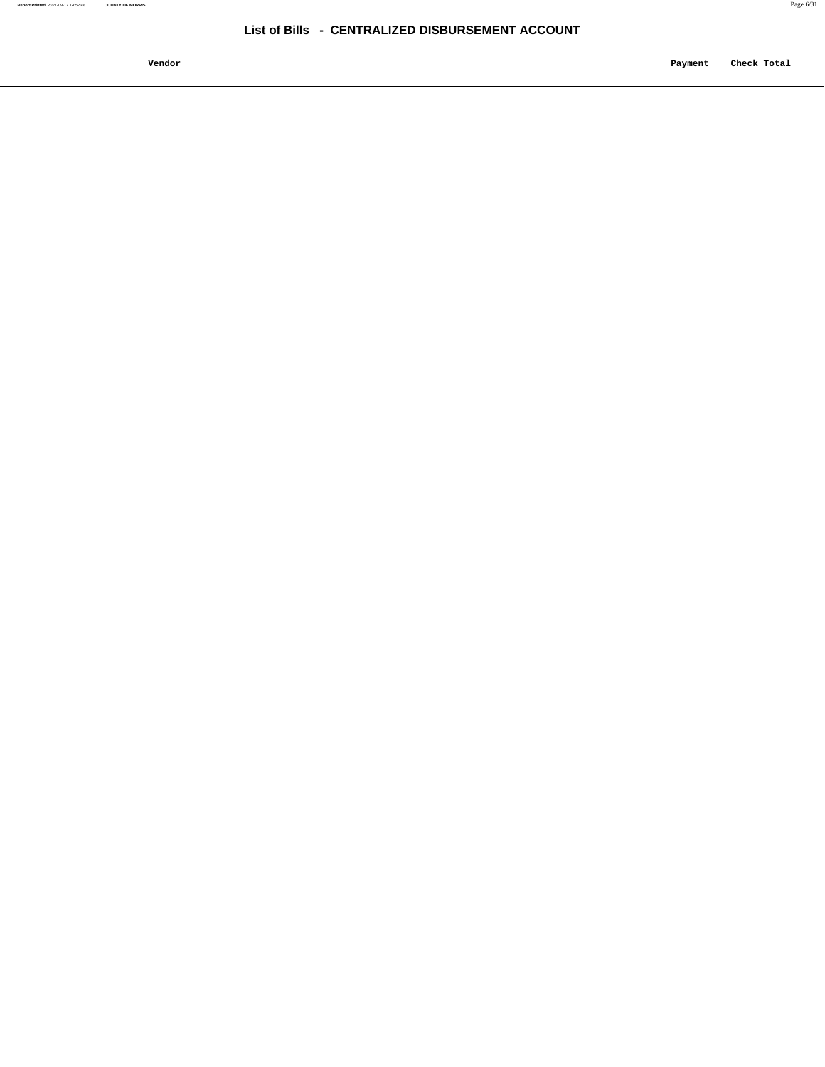## List of Bills - CENTRALIZED DISBURSEMENT ACCOUNT

| Vendor | Payment | Check Total |
|---|---|---|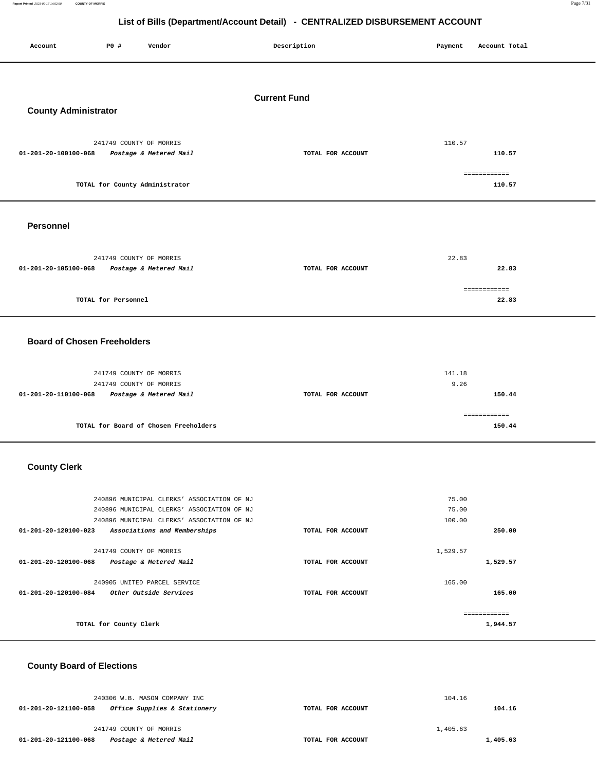# List of Bills (Department/Account Detail) - CENTRALIZED DISBURSEMENT ACCOUNT

| Account | PO # | Vendor | Description | Payment | Account Total |
|---|---|---|---|---|---|

## Current Fund

### County Administrator

| Account | PO # | Vendor | Description | Payment | Account Total |
|---|---|---|---|---|---|
| | 241749 | COUNTY OF MORRIS | | 110.57 | |
| **01-201-20-100100-068** | | ***Postage & Metered Mail*** | **TOTAL FOR ACCOUNT** | | **110.57** |
| | | | | | ============ |
| | | **TOTAL for County Administrator** | | | **110.57** |

### Personnel

| Account | PO # | Vendor | Description | Payment | Account Total |
|---|---|---|---|---|---|
| | 241749 | COUNTY OF MORRIS | | 22.83 | |
| **01-201-20-105100-068** | | ***Postage & Metered Mail*** | **TOTAL FOR ACCOUNT** | | **22.83** |
| | | | | | ============ |
| | | **TOTAL for Personnel** | | | **22.83** |

### Board of Chosen Freeholders

| Account | PO # | Vendor | Description | Payment | Account Total |
|---|---|---|---|---|---|
| | 241749 | COUNTY OF MORRIS | | 141.18 | |
| | 241749 | COUNTY OF MORRIS | | 9.26 | |
| **01-201-20-110100-068** | | ***Postage & Metered Mail*** | **TOTAL FOR ACCOUNT** | | **150.44** |
| | | | | | ============ |
| | | **TOTAL for Board of Chosen Freeholders** | | | **150.44** |

### County Clerk

| Account | PO # | Vendor | Description | Payment | Account Total |
|---|---|---|---|---|---|
| | 240896 | MUNICIPAL CLERKS' ASSOCIATION OF NJ | | 75.00 | |
| | 240896 | MUNICIPAL CLERKS' ASSOCIATION OF NJ | | 75.00 | |
| | 240896 | MUNICIPAL CLERKS' ASSOCIATION OF NJ | | 100.00 | |
| **01-201-20-120100-023** | | ***Associations and Memberships*** | **TOTAL FOR ACCOUNT** | | **250.00** |
| | 241749 | COUNTY OF MORRIS | | 1,529.57 | |
| **01-201-20-120100-068** | | ***Postage & Metered Mail*** | **TOTAL FOR ACCOUNT** | | **1,529.57** |
| | 240905 | UNITED PARCEL SERVICE | | 165.00 | |
| **01-201-20-120100-084** | | ***Other Outside Services*** | **TOTAL FOR ACCOUNT** | | **165.00** |
| | | | | | ============ |
| | | **TOTAL for County Clerk** | | | **1,944.57** |

### County Board of Elections

| Account | PO # | Vendor | Description | Payment | Account Total |
|---|---|---|---|---|---|
| | 240306 | W.B. MASON COMPANY INC | | 104.16 | |
| **01-201-20-121100-058** | | ***Office Supplies & Stationery*** | **TOTAL FOR ACCOUNT** | | **104.16** |
| | 241749 | COUNTY OF MORRIS | | 1,405.63 | |
| **01-201-20-121100-068** | | ***Postage & Metered Mail*** | **TOTAL FOR ACCOUNT** | | **1,405.63** |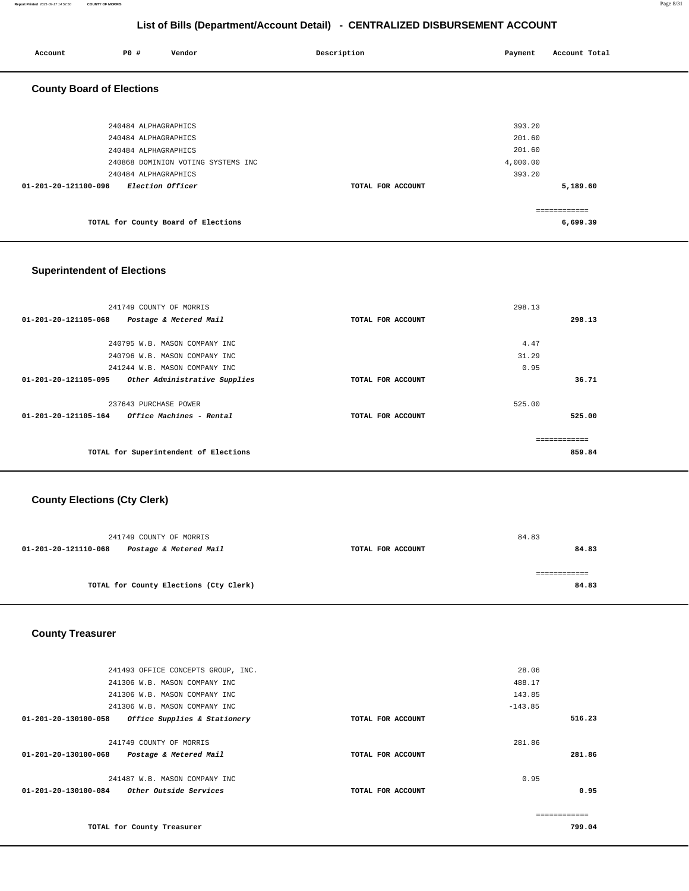## List of Bills (Department/Account Detail) - CENTRALIZED DISBURSEMENT ACCOUNT

| Account | PO # | Vendor | Description | Payment | Account Total |
|---|---|---|---|---|---|

### County Board of Elections

| Account | PO # | Vendor | Description | Payment | Account Total |
|---|---|---|---|---|---|
| | 240484 | ALPHAGRAPHICS | | 393.20 | |
| | 240484 | ALPHAGRAPHICS | | 201.60 | |
| | 240484 | ALPHAGRAPHICS | | 201.60 | |
| | 240868 | DOMINION VOTING SYSTEMS INC | | 4,000.00 | |
| | 240484 | ALPHAGRAPHICS | | 393.20 | |
| **01-201-20-121100-096** | | *Election Officer* | **TOTAL FOR ACCOUNT** | | **5,189.60** |
| | | | | | ============ |
| | | **TOTAL for County Board of Elections** | | | **6,699.39** |

### Superintendent of Elections

| Account | PO # | Vendor | Description | Payment | Account Total |
|---|---|---|---|---|---|
| | 241749 | COUNTY OF MORRIS | | 298.13 | |
| **01-201-20-121105-068** | | *Postage & Metered Mail* | **TOTAL FOR ACCOUNT** | | **298.13** |
| | 240795 | W.B. MASON COMPANY INC | | 4.47 | |
| | 240796 | W.B. MASON COMPANY INC | | 31.29 | |
| | 241244 | W.B. MASON COMPANY INC | | 0.95 | |
| **01-201-20-121105-095** | | *Other Administrative Supplies* | **TOTAL FOR ACCOUNT** | | **36.71** |
| | 237643 | PURCHASE POWER | | 525.00 | |
| **01-201-20-121105-164** | | *Office Machines - Rental* | **TOTAL FOR ACCOUNT** | | **525.00** |
| | | | | | ============ |
| | | **TOTAL for Superintendent of Elections** | | | **859.84** |

### County Elections (Cty Clerk)

| Account | PO # | Vendor | Description | Payment | Account Total |
|---|---|---|---|---|---|
| | 241749 | COUNTY OF MORRIS | | 84.83 | |
| **01-201-20-121110-068** | | *Postage & Metered Mail* | **TOTAL FOR ACCOUNT** | | **84.83** |
| | | | | | ============ |
| | | **TOTAL for County Elections (Cty Clerk)** | | | **84.83** |

### County Treasurer

| Account | PO # | Vendor | Description | Payment | Account Total |
|---|---|---|---|---|---|
| | 241493 | OFFICE CONCEPTS GROUP, INC. | | 28.06 | |
| | 241306 | W.B. MASON COMPANY INC | | 488.17 | |
| | 241306 | W.B. MASON COMPANY INC | | 143.85 | |
| | 241306 | W.B. MASON COMPANY INC | | -143.85 | |
| **01-201-20-130100-058** | | *Office Supplies & Stationery* | **TOTAL FOR ACCOUNT** | | **516.23** |
| | 241749 | COUNTY OF MORRIS | | 281.86 | |
| **01-201-20-130100-068** | | *Postage & Metered Mail* | **TOTAL FOR ACCOUNT** | | **281.86** |
| | 241487 | W.B. MASON COMPANY INC | | 0.95 | |
| **01-201-20-130100-084** | | *Other Outside Services* | **TOTAL FOR ACCOUNT** | | **0.95** |
| | | | | | ============ |
| | | **TOTAL for County Treasurer** | | | **799.04** |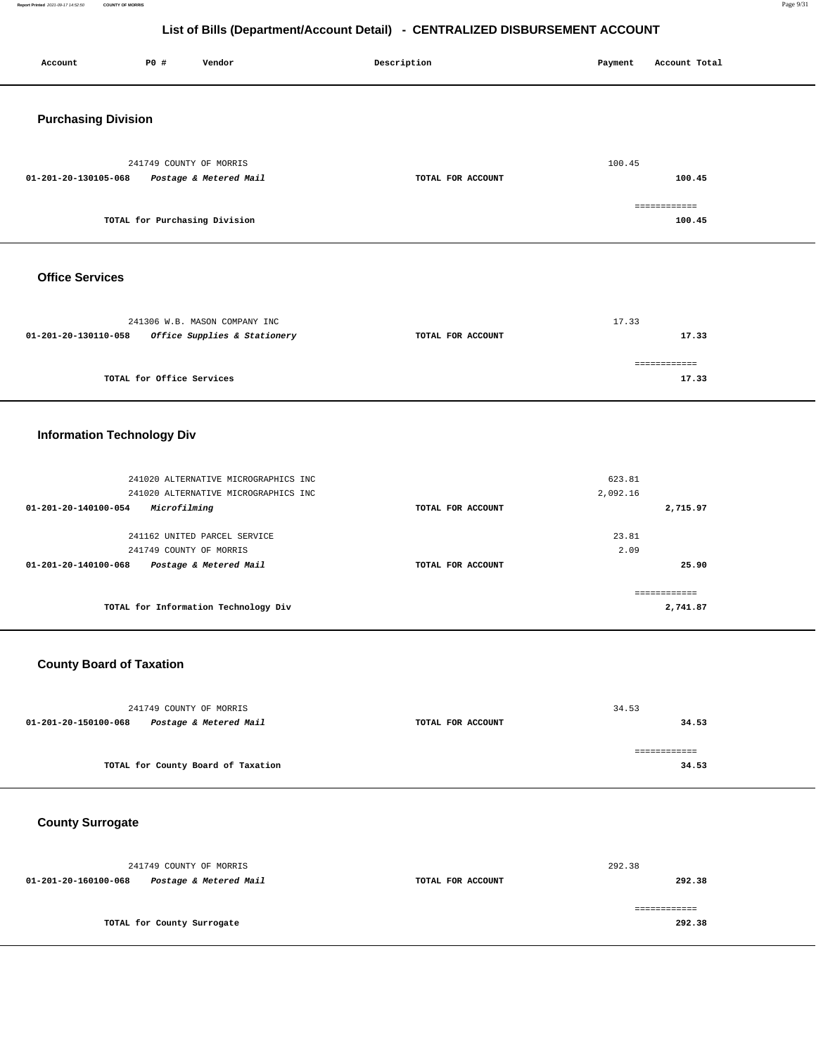# List of Bills (Department/Account Detail) - CENTRALIZED DISBURSEMENT ACCOUNT

| Account | PO # | Vendor | Description | Payment | Account Total |
|---|---|---|---|---|---|

## Purchasing Division

| Account | PO # | Vendor | Description | Payment | Account Total |
|---|---|---|---|---|---|
| | 241749 | COUNTY OF MORRIS | | 100.45 | |
| 01-201-20-130105-068 | | *Postage & Metered Mail* | TOTAL FOR ACCOUNT | | 100.45 |
| | | TOTAL for Purchasing Division | | | 100.45 |

## Office Services

| Account | PO # | Vendor | Description | Payment | Account Total |
|---|---|---|---|---|---|
| | 241306 | W.B. MASON COMPANY INC | | 17.33 | |
| 01-201-20-130110-058 | | *Office Supplies & Stationery* | TOTAL FOR ACCOUNT | | 17.33 |
| | | TOTAL for Office Services | | | 17.33 |

## Information Technology Div

| Account | PO # | Vendor | Description | Payment | Account Total |
|---|---|---|---|---|---|
| | 241020 | ALTERNATIVE MICROGRAPHICS INC | | 623.81 | |
| | 241020 | ALTERNATIVE MICROGRAPHICS INC | | 2,092.16 | |
| 01-201-20-140100-054 | | *Microfilming* | TOTAL FOR ACCOUNT | | 2,715.97 |
| | 241162 | UNITED PARCEL SERVICE | | 23.81 | |
| | 241749 | COUNTY OF MORRIS | | 2.09 | |
| 01-201-20-140100-068 | | *Postage & Metered Mail* | TOTAL FOR ACCOUNT | | 25.90 |
| | | TOTAL for Information Technology Div | | | 2,741.87 |

## County Board of Taxation

| Account | PO # | Vendor | Description | Payment | Account Total |
|---|---|---|---|---|---|
| | 241749 | COUNTY OF MORRIS | | 34.53 | |
| 01-201-20-150100-068 | | *Postage & Metered Mail* | TOTAL FOR ACCOUNT | | 34.53 |
| | | TOTAL for County Board of Taxation | | | 34.53 |

## County Surrogate

| Account | PO # | Vendor | Description | Payment | Account Total |
|---|---|---|---|---|---|
| | 241749 | COUNTY OF MORRIS | | 292.38 | |
| 01-201-20-160100-068 | | *Postage & Metered Mail* | TOTAL FOR ACCOUNT | | 292.38 |
| | | TOTAL for County Surrogate | | | 292.38 |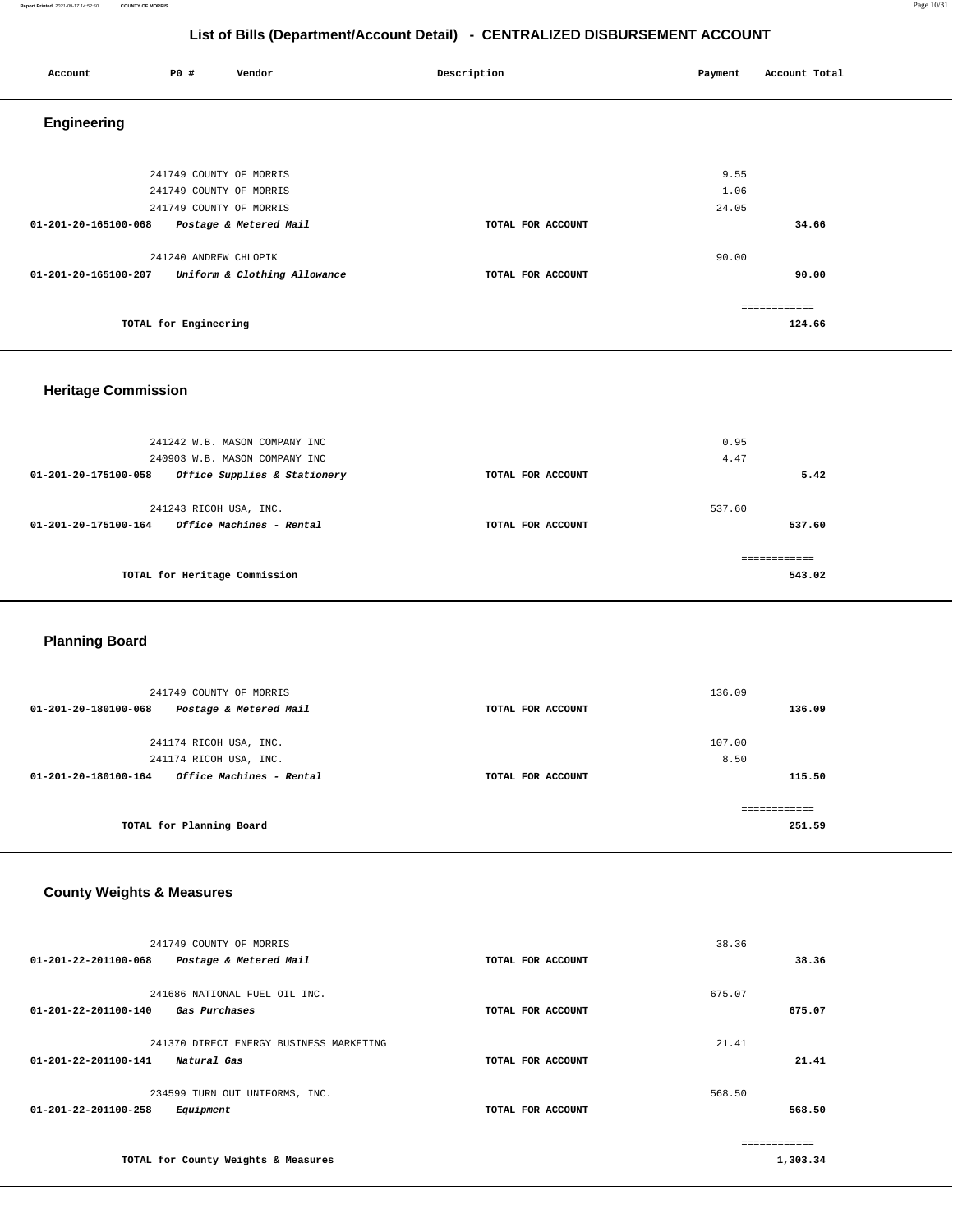# List of Bills (Department/Account Detail) - CENTRALIZED DISBURSEMENT ACCOUNT

| Account | PO # | Vendor | Description | Payment | Account Total |
|---|---|---|---|---|---|

## Engineering

| Account | PO # | Vendor | Description | Payment | Account Total |
|---|---|---|---|---|---|
| | 241749 | COUNTY OF MORRIS | | 9.55 | |
| | 241749 | COUNTY OF MORRIS | | 1.06 | |
| | 241749 | COUNTY OF MORRIS | | 24.05 | |
| 01-201-20-165100-068 | | *Postage & Metered Mail* | TOTAL FOR ACCOUNT | | 34.66 |
| | 241240 | ANDREW CHLOPIK | | 90.00 | |
| 01-201-20-165100-207 | | *Uniform & Clothing Allowance* | TOTAL FOR ACCOUNT | | 90.00 |
| | | TOTAL for Engineering | | | 124.66 |

## Heritage Commission

| Account | PO # | Vendor | Description | Payment | Account Total |
|---|---|---|---|---|---|
| | 241242 | W.B. MASON COMPANY INC | | 0.95 | |
| | 240903 | W.B. MASON COMPANY INC | | 4.47 | |
| 01-201-20-175100-058 | | *Office Supplies & Stationery* | TOTAL FOR ACCOUNT | | 5.42 |
| | 241243 | RICOH USA, INC. | | 537.60 | |
| 01-201-20-175100-164 | | *Office Machines - Rental* | TOTAL FOR ACCOUNT | | 537.60 |
| | | TOTAL for Heritage Commission | | | 543.02 |

## Planning Board

| Account | PO # | Vendor | Description | Payment | Account Total |
|---|---|---|---|---|---|
| | 241749 | COUNTY OF MORRIS | | 136.09 | |
| 01-201-20-180100-068 | | *Postage & Metered Mail* | TOTAL FOR ACCOUNT | | 136.09 |
| | 241174 | RICOH USA, INC. | | 107.00 | |
| | 241174 | RICOH USA, INC. | | 8.50 | |
| 01-201-20-180100-164 | | *Office Machines - Rental* | TOTAL FOR ACCOUNT | | 115.50 |
| | | TOTAL for Planning Board | | | 251.59 |

## County Weights & Measures

| Account | PO # | Vendor | Description | Payment | Account Total |
|---|---|---|---|---|---|
| | 241749 | COUNTY OF MORRIS | | 38.36 | |
| 01-201-22-201100-068 | | *Postage & Metered Mail* | TOTAL FOR ACCOUNT | | 38.36 |
| | 241686 | NATIONAL FUEL OIL INC. | | 675.07 | |
| 01-201-22-201100-140 | | *Gas Purchases* | TOTAL FOR ACCOUNT | | 675.07 |
| | 241370 | DIRECT ENERGY BUSINESS MARKETING | | 21.41 | |
| 01-201-22-201100-141 | | *Natural Gas* | TOTAL FOR ACCOUNT | | 21.41 |
| | 234599 | TURN OUT UNIFORMS, INC. | | 568.50 | |
| 01-201-22-201100-258 | | *Equipment* | TOTAL FOR ACCOUNT | | 568.50 |
| | | TOTAL for County Weights & Measures | | | 1,303.34 |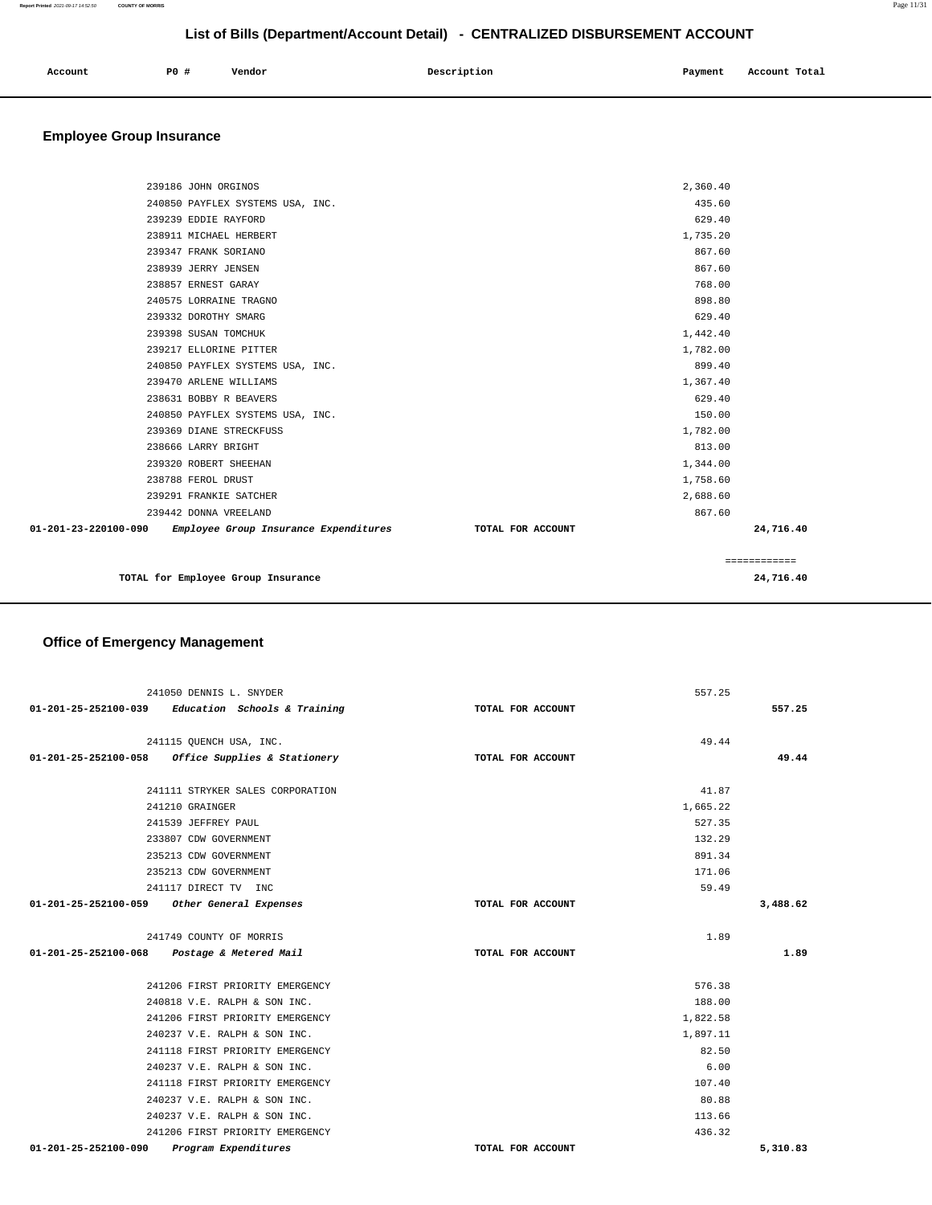## List of Bills (Department/Account Detail) - CENTRALIZED DISBURSEMENT ACCOUNT

| Account | PO # | Vendor | Description | Payment | Account Total |
|---|---|---|---|---|---|

### Employee Group Insurance

| Account | PO # | Vendor | Description | Payment | Account Total |
|---|---|---|---|---|---|
| | 239186 | JOHN ORGINOS | | 2,360.40 | |
| | 240850 | PAYFLEX SYSTEMS USA, INC. | | 435.60 | |
| | 239239 | EDDIE RAYFORD | | 629.40 | |
| | 238911 | MICHAEL HERBERT | | 1,735.20 | |
| | 239347 | FRANK SORIANO | | 867.60 | |
| | 238939 | JERRY JENSEN | | 867.60 | |
| | 238857 | ERNEST GARAY | | 768.00 | |
| | 240575 | LORRAINE TRAGNO | | 898.80 | |
| | 239332 | DOROTHY SMARG | | 629.40 | |
| | 239398 | SUSAN TOMCHUK | | 1,442.40 | |
| | 239217 | ELLORINE PITTER | | 1,782.00 | |
| | 240850 | PAYFLEX SYSTEMS USA, INC. | | 899.40 | |
| | 239470 | ARLENE WILLIAMS | | 1,367.40 | |
| | 238631 | BOBBY R BEAVERS | | 629.40 | |
| | 240850 | PAYFLEX SYSTEMS USA, INC. | | 150.00 | |
| | 239369 | DIANE STRECKFUSS | | 1,782.00 | |
| | 238666 | LARRY BRIGHT | | 813.00 | |
| | 239320 | ROBERT SHEEHAN | | 1,344.00 | |
| | 238788 | FEROL DRUST | | 1,758.60 | |
| | 239291 | FRANKIE SATCHER | | 2,688.60 | |
| | 239442 | DONNA VREELAND | | 867.60 | |
| **01-201-23-220100-090** | | *Employee Group Insurance Expenditures* | TOTAL FOR ACCOUNT | | **24,716.40** |
| | | | | | ============ |
| | | **TOTAL for Employee Group Insurance** | | | **24,716.40** |

### Office of Emergency Management

| Account | PO # | Vendor | Description | Payment | Account Total |
|---|---|---|---|---|---|
| | 241050 | DENNIS L. SNYDER | | 557.25 | |
| **01-201-25-252100-039** | | *Education Schools & Training* | TOTAL FOR ACCOUNT | | **557.25** |
| | 241115 | QUENCH USA, INC. | | 49.44 | |
| **01-201-25-252100-058** | | *Office Supplies & Stationery* | TOTAL FOR ACCOUNT | | **49.44** |
| | 241111 | STRYKER SALES CORPORATION | | 41.87 | |
| | 241210 | GRAINGER | | 1,665.22 | |
| | 241539 | JEFFREY PAUL | | 527.35 | |
| | 233807 | CDW GOVERNMENT | | 132.29 | |
| | 235213 | CDW GOVERNMENT | | 891.34 | |
| | 235213 | CDW GOVERNMENT | | 171.06 | |
| | 241117 | DIRECT TV INC | | 59.49 | |
| **01-201-25-252100-059** | | *Other General Expenses* | TOTAL FOR ACCOUNT | | **3,488.62** |
| | 241749 | COUNTY OF MORRIS | | 1.89 | |
| **01-201-25-252100-068** | | *Postage & Metered Mail* | TOTAL FOR ACCOUNT | | **1.89** |
| | 241206 | FIRST PRIORITY EMERGENCY | | 576.38 | |
| | 240818 | V.E. RALPH & SON INC. | | 188.00 | |
| | 241206 | FIRST PRIORITY EMERGENCY | | 1,822.58 | |
| | 240237 | V.E. RALPH & SON INC. | | 1,897.11 | |
| | 241118 | FIRST PRIORITY EMERGENCY | | 82.50 | |
| | 240237 | V.E. RALPH & SON INC. | | 6.00 | |
| | 241118 | FIRST PRIORITY EMERGENCY | | 107.40 | |
| | 240237 | V.E. RALPH & SON INC. | | 80.88 | |
| | 240237 | V.E. RALPH & SON INC. | | 113.66 | |
| | 241206 | FIRST PRIORITY EMERGENCY | | 436.32 | |
| **01-201-25-252100-090** | | *Program Expenditures* | TOTAL FOR ACCOUNT | | **5,310.83** |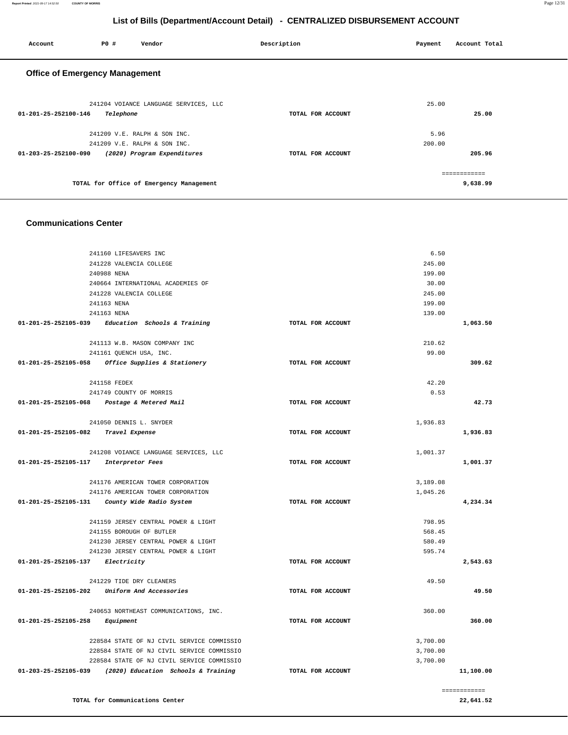# List of Bills (Department/Account Detail) - CENTRALIZED DISBURSEMENT ACCOUNT

| Account | PO # | Vendor | Description | Payment | Account Total |
|---|---|---|---|---|---|

## Office of Emergency Management

| Account | PO # | Vendor | Description | Payment | Account Total |
|---|---|---|---|---|---|
| | 241204 | VOIANCE LANGUAGE SERVICES, LLC | | 25.00 | |
| 01-201-25-252100-146 | | *Telephone* | TOTAL FOR ACCOUNT | | **25.00** |
| | 241209 | V.E. RALPH & SON INC. | | 5.96 | |
| | 241209 | V.E. RALPH & SON INC. | | 200.00 | |
| 01-203-25-252100-090 | | *(2020) Program Expenditures* | TOTAL FOR ACCOUNT | | **205.96** |
| | | | | | ============ |
| | | **TOTAL for Office of Emergency Management** | | | **9,638.99** |

## Communications Center

| Account | PO # | Vendor | Description | Payment | Account Total |
|---|---|---|---|---|---|
| | 241160 | LIFESAVERS INC | | 6.50 | |
| | 241228 | VALENCIA COLLEGE | | 245.00 | |
| | 240988 | NENA | | 199.00 | |
| | 240664 | INTERNATIONAL ACADEMIES OF | | 30.00 | |
| | 241228 | VALENCIA COLLEGE | | 245.00 | |
| | 241163 | NENA | | 199.00 | |
| | 241163 | NENA | | 139.00 | |
| 01-201-25-252105-039 | | *Education Schools & Training* | TOTAL FOR ACCOUNT | | **1,063.50** |
| | 241113 | W.B. MASON COMPANY INC | | 210.62 | |
| | 241161 | QUENCH USA, INC. | | 99.00 | |
| 01-201-25-252105-058 | | *Office Supplies & Stationery* | TOTAL FOR ACCOUNT | | **309.62** |
| | 241158 | FEDEX | | 42.20 | |
| | 241749 | COUNTY OF MORRIS | | 0.53 | |
| 01-201-25-252105-068 | | *Postage & Metered Mail* | TOTAL FOR ACCOUNT | | **42.73** |
| | 241050 | DENNIS L. SNYDER | | 1,936.83 | |
| 01-201-25-252105-082 | | *Travel Expense* | TOTAL FOR ACCOUNT | | **1,936.83** |
| | 241208 | VOIANCE LANGUAGE SERVICES, LLC | | 1,001.37 | |
| 01-201-25-252105-117 | | *Interpretor Fees* | TOTAL FOR ACCOUNT | | **1,001.37** |
| | 241176 | AMERICAN TOWER CORPORATION | | 3,189.08 | |
| | 241176 | AMERICAN TOWER CORPORATION | | 1,045.26 | |
| 01-201-25-252105-131 | | *County Wide Radio System* | TOTAL FOR ACCOUNT | | **4,234.34** |
| | 241159 | JERSEY CENTRAL POWER & LIGHT | | 798.95 | |
| | 241155 | BOROUGH OF BUTLER | | 568.45 | |
| | 241230 | JERSEY CENTRAL POWER & LIGHT | | 580.49 | |
| | 241230 | JERSEY CENTRAL POWER & LIGHT | | 595.74 | |
| 01-201-25-252105-137 | | *Electricity* | TOTAL FOR ACCOUNT | | **2,543.63** |
| | 241229 | TIDE DRY CLEANERS | | 49.50 | |
| 01-201-25-252105-202 | | *Uniform And Accessories* | TOTAL FOR ACCOUNT | | **49.50** |
| | 240653 | NORTHEAST COMMUNICATIONS, INC. | | 360.00 | |
| 01-201-25-252105-258 | | *Equipment* | TOTAL FOR ACCOUNT | | **360.00** |
| | 228584 | STATE OF NJ CIVIL SERVICE COMMISSIO | | 3,700.00 | |
| | 228584 | STATE OF NJ CIVIL SERVICE COMMISSIO | | 3,700.00 | |
| | 228584 | STATE OF NJ CIVIL SERVICE COMMISSIO | | 3,700.00 | |
| 01-203-25-252105-039 | | *(2020) Education Schools & Training* | TOTAL FOR ACCOUNT | | **11,100.00** |
| | | | | | ============ |
| | | **TOTAL for Communications Center** | | | **22,641.52** |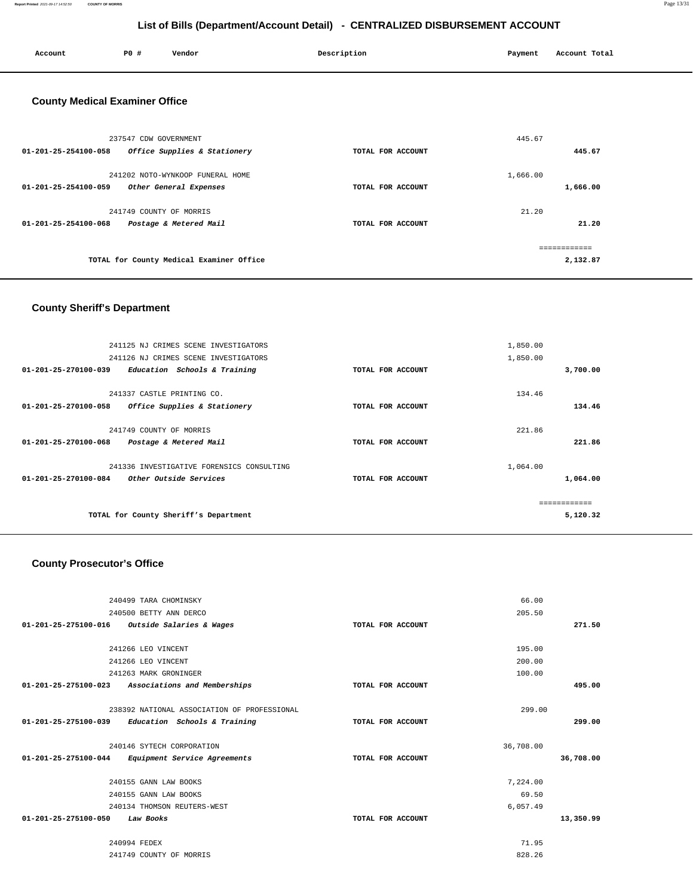## List of Bills (Department/Account Detail) - CENTRALIZED DISBURSEMENT ACCOUNT

| Account | PO # | Vendor | Description | Payment | Account Total |
|---|---|---|---|---|---|

### County Medical Examiner Office

| Account | PO # | Vendor | Description | Payment | Account Total |
|---|---|---|---|---|---|
| | 237547 | CDW GOVERNMENT | | 445.67 | |
| 01-201-25-254100-058 | | *Office Supplies & Stationery* | TOTAL FOR ACCOUNT | | 445.67 |
| | 241202 | NOTO-WYNKOOP FUNERAL HOME | | 1,666.00 | |
| 01-201-25-254100-059 | | *Other General Expenses* | TOTAL FOR ACCOUNT | | 1,666.00 |
| | 241749 | COUNTY OF MORRIS | | 21.20 | |
| 01-201-25-254100-068 | | *Postage & Metered Mail* | TOTAL FOR ACCOUNT | | 21.20 |
| | | | | | ============ |
| | | TOTAL for County Medical Examiner Office | | | 2,132.87 |

### County Sheriff's Department

| Account | PO # | Vendor | Description | Payment | Account Total |
|---|---|---|---|---|---|
| | 241125 | NJ CRIMES SCENE INVESTIGATORS | | 1,850.00 | |
| | 241126 | NJ CRIMES SCENE INVESTIGATORS | | 1,850.00 | |
| 01-201-25-270100-039 | | *Education Schools & Training* | TOTAL FOR ACCOUNT | | 3,700.00 |
| | 241337 | CASTLE PRINTING CO. | | 134.46 | |
| 01-201-25-270100-058 | | *Office Supplies & Stationery* | TOTAL FOR ACCOUNT | | 134.46 |
| | 241749 | COUNTY OF MORRIS | | 221.86 | |
| 01-201-25-270100-068 | | *Postage & Metered Mail* | TOTAL FOR ACCOUNT | | 221.86 |
| | 241336 | INVESTIGATIVE FORENSICS CONSULTING | | 1,064.00 | |
| 01-201-25-270100-084 | | *Other Outside Services* | TOTAL FOR ACCOUNT | | 1,064.00 |
| | | | | | ============ |
| | | TOTAL for County Sheriff's Department | | | 5,120.32 |

### County Prosecutor's Office

| Account | PO # | Vendor | Description | Payment | Account Total |
|---|---|---|---|---|---|
| | 240499 | TARA CHOMINSKY | | 66.00 | |
| | 240500 | BETTY ANN DERCO | | 205.50 | |
| 01-201-25-275100-016 | | *Outside Salaries & Wages* | TOTAL FOR ACCOUNT | | 271.50 |
| | 241266 | LEO VINCENT | | 195.00 | |
| | 241266 | LEO VINCENT | | 200.00 | |
| | 241263 | MARK GRONINGER | | 100.00 | |
| 01-201-25-275100-023 | | *Associations and Memberships* | TOTAL FOR ACCOUNT | | 495.00 |
| | 238392 | NATIONAL ASSOCIATION OF PROFESSIONAL | | 299.00 | |
| 01-201-25-275100-039 | | *Education Schools & Training* | TOTAL FOR ACCOUNT | | 299.00 |
| | 240146 | SYTECH CORPORATION | | 36,708.00 | |
| 01-201-25-275100-044 | | *Equipment Service Agreements* | TOTAL FOR ACCOUNT | | 36,708.00 |
| | 240155 | GANN LAW BOOKS | | 7,224.00 | |
| | 240155 | GANN LAW BOOKS | | 69.50 | |
| | 240134 | THOMSON REUTERS-WEST | | 6,057.49 | |
| 01-201-25-275100-050 | | *Law Books* | TOTAL FOR ACCOUNT | | 13,350.99 |
| | 240994 | FEDEX | | 71.95 | |
| | 241749 | COUNTY OF MORRIS | | 828.26 | |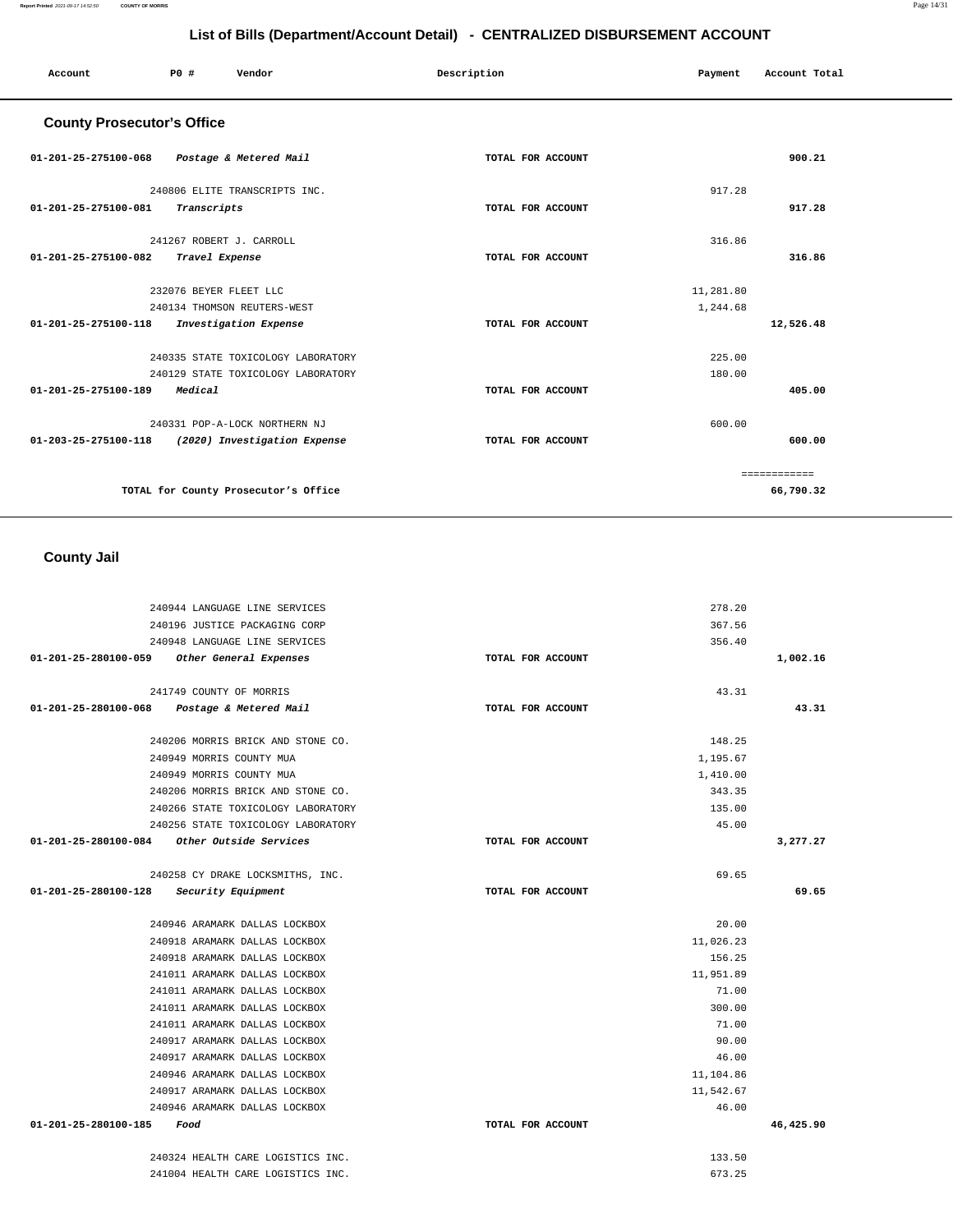## List of Bills (Department/Account Detail) - CENTRALIZED DISBURSEMENT ACCOUNT

| Account | PO # | Vendor | Description | Payment | Account Total |
|---|---|---|---|---|---|

### County Prosecutor's Office

| Account | PO # | Vendor | Description | Payment | Account Total |
|---|---|---|---|---|---|
| 01-201-25-275100-068 | | *Postage & Metered Mail* | TOTAL FOR ACCOUNT | | 900.21 |
| | 240806 | ELITE TRANSCRIPTS INC. | | 917.28 | |
| 01-201-25-275100-081 | | *Transcripts* | TOTAL FOR ACCOUNT | | 917.28 |
| | 241267 | ROBERT J. CARROLL | | 316.86 | |
| 01-201-25-275100-082 | | *Travel Expense* | TOTAL FOR ACCOUNT | | 316.86 |
| | 232076 | BEYER FLEET LLC | | 11,281.80 | |
| | 240134 | THOMSON REUTERS-WEST | | 1,244.68 | |
| 01-201-25-275100-118 | | *Investigation Expense* | TOTAL FOR ACCOUNT | | 12,526.48 |
| | 240335 | STATE TOXICOLOGY LABORATORY | | 225.00 | |
| | 240129 | STATE TOXICOLOGY LABORATORY | | 180.00 | |
| 01-201-25-275100-189 | | *Medical* | TOTAL FOR ACCOUNT | | 405.00 |
| | 240331 | POP-A-LOCK NORTHERN NJ | | 600.00 | |
| 01-203-25-275100-118 | | *(2020) Investigation Expense* | TOTAL FOR ACCOUNT | | 600.00 |
| | | | | | ============ |
| | | TOTAL for County Prosecutor's Office | | | 66,790.32 |

### County Jail

| Account | PO # | Vendor | Description | Payment | Account Total |
|---|---|---|---|---|---|
| | 240944 | LANGUAGE LINE SERVICES | | 278.20 | |
| | 240196 | JUSTICE PACKAGING CORP | | 367.56 | |
| | 240948 | LANGUAGE LINE SERVICES | | 356.40 | |
| 01-201-25-280100-059 | | *Other General Expenses* | TOTAL FOR ACCOUNT | | 1,002.16 |
| | 241749 | COUNTY OF MORRIS | | 43.31 | |
| 01-201-25-280100-068 | | *Postage & Metered Mail* | TOTAL FOR ACCOUNT | | 43.31 |
| | 240206 | MORRIS BRICK AND STONE CO. | | 148.25 | |
| | 240949 | MORRIS COUNTY MUA | | 1,195.67 | |
| | 240949 | MORRIS COUNTY MUA | | 1,410.00 | |
| | 240206 | MORRIS BRICK AND STONE CO. | | 343.35 | |
| | 240266 | STATE TOXICOLOGY LABORATORY | | 135.00 | |
| | 240256 | STATE TOXICOLOGY LABORATORY | | 45.00 | |
| 01-201-25-280100-084 | | *Other Outside Services* | TOTAL FOR ACCOUNT | | 3,277.27 |
| | 240258 | CY DRAKE LOCKSMITHS, INC. | | 69.65 | |
| 01-201-25-280100-128 | | *Security Equipment* | TOTAL FOR ACCOUNT | | 69.65 |
| | 240946 | ARAMARK DALLAS LOCKBOX | | 20.00 | |
| | 240918 | ARAMARK DALLAS LOCKBOX | | 11,026.23 | |
| | 240918 | ARAMARK DALLAS LOCKBOX | | 156.25 | |
| | 241011 | ARAMARK DALLAS LOCKBOX | | 11,951.89 | |
| | 241011 | ARAMARK DALLAS LOCKBOX | | 71.00 | |
| | 241011 | ARAMARK DALLAS LOCKBOX | | 300.00 | |
| | 241011 | ARAMARK DALLAS LOCKBOX | | 71.00 | |
| | 240917 | ARAMARK DALLAS LOCKBOX | | 90.00 | |
| | 240917 | ARAMARK DALLAS LOCKBOX | | 46.00 | |
| | 240946 | ARAMARK DALLAS LOCKBOX | | 11,104.86 | |
| | 240917 | ARAMARK DALLAS LOCKBOX | | 11,542.67 | |
| | 240946 | ARAMARK DALLAS LOCKBOX | | 46.00 | |
| 01-201-25-280100-185 | | *Food* | TOTAL FOR ACCOUNT | | 46,425.90 |
| | 240324 | HEALTH CARE LOGISTICS INC. | | 133.50 | |
| | 241004 | HEALTH CARE LOGISTICS INC. | | 673.25 | |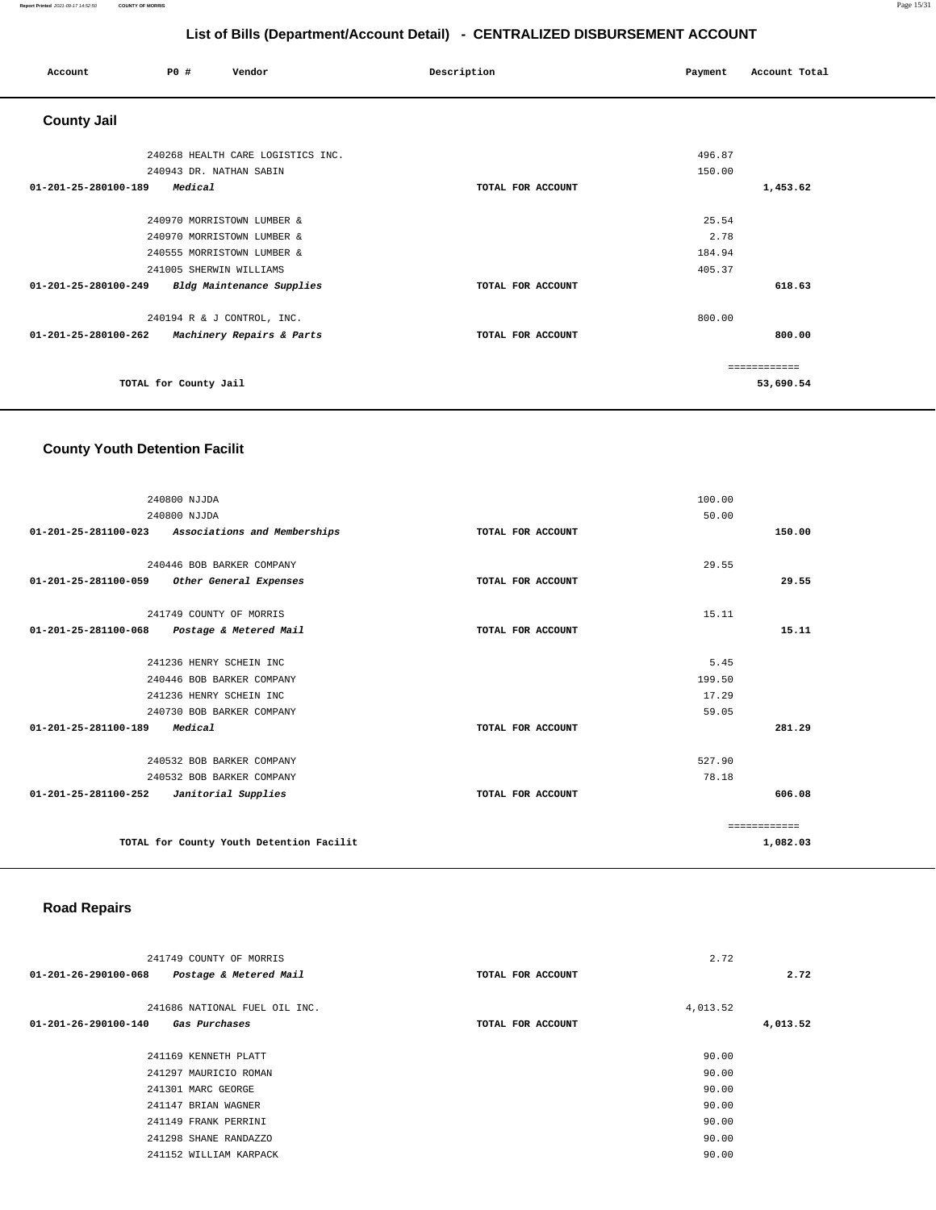## List of Bills (Department/Account Detail) - CENTRALIZED DISBURSEMENT ACCOUNT

| Account | PO # | Vendor | Description | Payment | Account Total |
|---|---|---|---|---|---|

### County Jail

| Account | PO # | Vendor | Description | Payment | Account Total |
|---|---|---|---|---|---|
| | 240268 | HEALTH CARE LOGISTICS INC. | | 496.87 | |
| | 240943 | DR. NATHAN SABIN | | 150.00 | |
| 01-201-25-280100-189 | *Medical* | | TOTAL FOR ACCOUNT | | 1,453.62 |
| | 240970 | MORRISTOWN LUMBER & | | 25.54 | |
| | 240970 | MORRISTOWN LUMBER & | | 2.78 | |
| | 240555 | MORRISTOWN LUMBER & | | 184.94 | |
| | 241005 | SHERWIN WILLIAMS | | 405.37 | |
| 01-201-25-280100-249 | *Bldg Maintenance Supplies* | | TOTAL FOR ACCOUNT | | 618.63 |
| | 240194 | R & J CONTROL, INC. | | 800.00 | |
| 01-201-25-280100-262 | *Machinery Repairs & Parts* | | TOTAL FOR ACCOUNT | | 800.00 |
| | | | | | ============ |
| | TOTAL for County Jail | | | | 53,690.54 |

### County Youth Detention Facilit

| Account | PO # | Vendor | Description | Payment | Account Total |
|---|---|---|---|---|---|
| | 240800 | NJJDA | | 100.00 | |
| | 240800 | NJJDA | | 50.00 | |
| 01-201-25-281100-023 | *Associations and Memberships* | | TOTAL FOR ACCOUNT | | 150.00 |
| | 240446 | BOB BARKER COMPANY | | 29.55 | |
| 01-201-25-281100-059 | *Other General Expenses* | | TOTAL FOR ACCOUNT | | 29.55 |
| | 241749 | COUNTY OF MORRIS | | 15.11 | |
| 01-201-25-281100-068 | *Postage & Metered Mail* | | TOTAL FOR ACCOUNT | | 15.11 |
| | 241236 | HENRY SCHEIN INC | | 5.45 | |
| | 240446 | BOB BARKER COMPANY | | 199.50 | |
| | 241236 | HENRY SCHEIN INC | | 17.29 | |
| | 240730 | BOB BARKER COMPANY | | 59.05 | |
| 01-201-25-281100-189 | *Medical* | | TOTAL FOR ACCOUNT | | 281.29 |
| | 240532 | BOB BARKER COMPANY | | 527.90 | |
| | 240532 | BOB BARKER COMPANY | | 78.18 | |
| 01-201-25-281100-252 | *Janitorial Supplies* | | TOTAL FOR ACCOUNT | | 606.08 |
| | | | | | ============ |
| | TOTAL for County Youth Detention Facilit | | | | 1,082.03 |

### Road Repairs

| Account | PO # | Vendor | Description | Payment | Account Total |
|---|---|---|---|---|---|
| | 241749 | COUNTY OF MORRIS | | 2.72 | |
| 01-201-26-290100-068 | *Postage & Metered Mail* | | TOTAL FOR ACCOUNT | | 2.72 |
| | 241686 | NATIONAL FUEL OIL INC. | | 4,013.52 | |
| 01-201-26-290100-140 | *Gas Purchases* | | TOTAL FOR ACCOUNT | | 4,013.52 |
| | 241169 | KENNETH PLATT | | 90.00 | |
| | 241297 | MAURICIO ROMAN | | 90.00 | |
| | 241301 | MARC GEORGE | | 90.00 | |
| | 241147 | BRIAN WAGNER | | 90.00 | |
| | 241149 | FRANK PERRINI | | 90.00 | |
| | 241298 | SHANE RANDAZZO | | 90.00 | |
| | 241152 | WILLIAM KARPACK | | 90.00 | |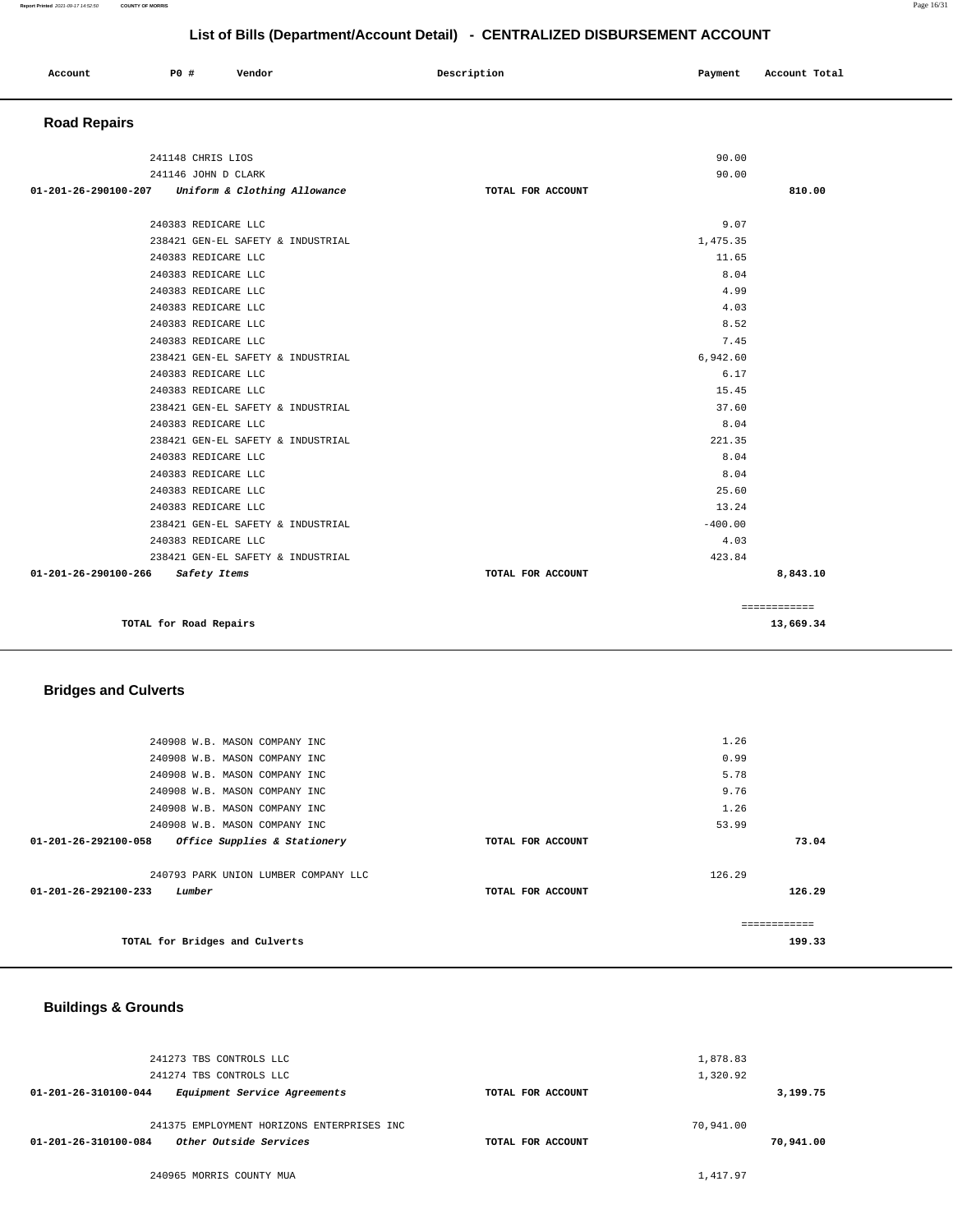## List of Bills (Department/Account Detail) - CENTRALIZED DISBURSEMENT ACCOUNT

| Account | PO # | Vendor | Description | Payment | Account Total |
|---|---|---|---|---|---|

### Road Repairs

| Account | PO # | Vendor | Description | Payment | Account Total |
|---|---|---|---|---|---|
| | 241148 | CHRIS LIOS | | 90.00 | |
| | 241146 | JOHN D CLARK | | 90.00 | |
| **01-201-26-290100-207** | | ***Uniform & Clothing Allowance*** | **TOTAL FOR ACCOUNT** | | **810.00** |
| | 240383 | REDICARE LLC | | 9.07 | |
| | 238421 | GEN-EL SAFETY & INDUSTRIAL | | 1,475.35 | |
| | 240383 | REDICARE LLC | | 11.65 | |
| | 240383 | REDICARE LLC | | 8.04 | |
| | 240383 | REDICARE LLC | | 4.99 | |
| | 240383 | REDICARE LLC | | 4.03 | |
| | 240383 | REDICARE LLC | | 8.52 | |
| | 240383 | REDICARE LLC | | 7.45 | |
| | 238421 | GEN-EL SAFETY & INDUSTRIAL | | 6,942.60 | |
| | 240383 | REDICARE LLC | | 6.17 | |
| | 240383 | REDICARE LLC | | 15.45 | |
| | 238421 | GEN-EL SAFETY & INDUSTRIAL | | 37.60 | |
| | 240383 | REDICARE LLC | | 8.04 | |
| | 238421 | GEN-EL SAFETY & INDUSTRIAL | | 221.35 | |
| | 240383 | REDICARE LLC | | 8.04 | |
| | 240383 | REDICARE LLC | | 8.04 | |
| | 240383 | REDICARE LLC | | 25.60 | |
| | 240383 | REDICARE LLC | | 13.24 | |
| | 238421 | GEN-EL SAFETY & INDUSTRIAL | | -400.00 | |
| | 240383 | REDICARE LLC | | 4.03 | |
| | 238421 | GEN-EL SAFETY & INDUSTRIAL | | 423.84 | |
| **01-201-26-290100-266** | | ***Safety Items*** | **TOTAL FOR ACCOUNT** | | **8,843.10** |
| | | | | | ============ |
| **TOTAL for Road Repairs** | | | | | **13,669.34** |

### Bridges and Culverts

| Account | PO # | Vendor | Description | Payment | Account Total |
|---|---|---|---|---|---|
| | 240908 | W.B. MASON COMPANY INC | | 1.26 | |
| | 240908 | W.B. MASON COMPANY INC | | 0.99 | |
| | 240908 | W.B. MASON COMPANY INC | | 5.78 | |
| | 240908 | W.B. MASON COMPANY INC | | 9.76 | |
| | 240908 | W.B. MASON COMPANY INC | | 1.26 | |
| | 240908 | W.B. MASON COMPANY INC | | 53.99 | |
| **01-201-26-292100-058** | | ***Office Supplies & Stationery*** | **TOTAL FOR ACCOUNT** | | **73.04** |
| | 240793 | PARK UNION LUMBER COMPANY LLC | | 126.29 | |
| **01-201-26-292100-233** | | ***Lumber*** | **TOTAL FOR ACCOUNT** | | **126.29** |
| | | | | | ============ |
| **TOTAL for Bridges and Culverts** | | | | | **199.33** |

### Buildings & Grounds

| Account | PO # | Vendor | Description | Payment | Account Total |
|---|---|---|---|---|---|
| | 241273 | TBS CONTROLS LLC | | 1,878.83 | |
| | 241274 | TBS CONTROLS LLC | | 1,320.92 | |
| **01-201-26-310100-044** | | ***Equipment Service Agreements*** | **TOTAL FOR ACCOUNT** | | **3,199.75** |
| | 241375 | EMPLOYMENT HORIZONS ENTERPRISES INC | | 70,941.00 | |
| **01-201-26-310100-084** | | ***Other Outside Services*** | **TOTAL FOR ACCOUNT** | | **70,941.00** |
| | 240965 | MORRIS COUNTY MUA | | 1,417.97 | |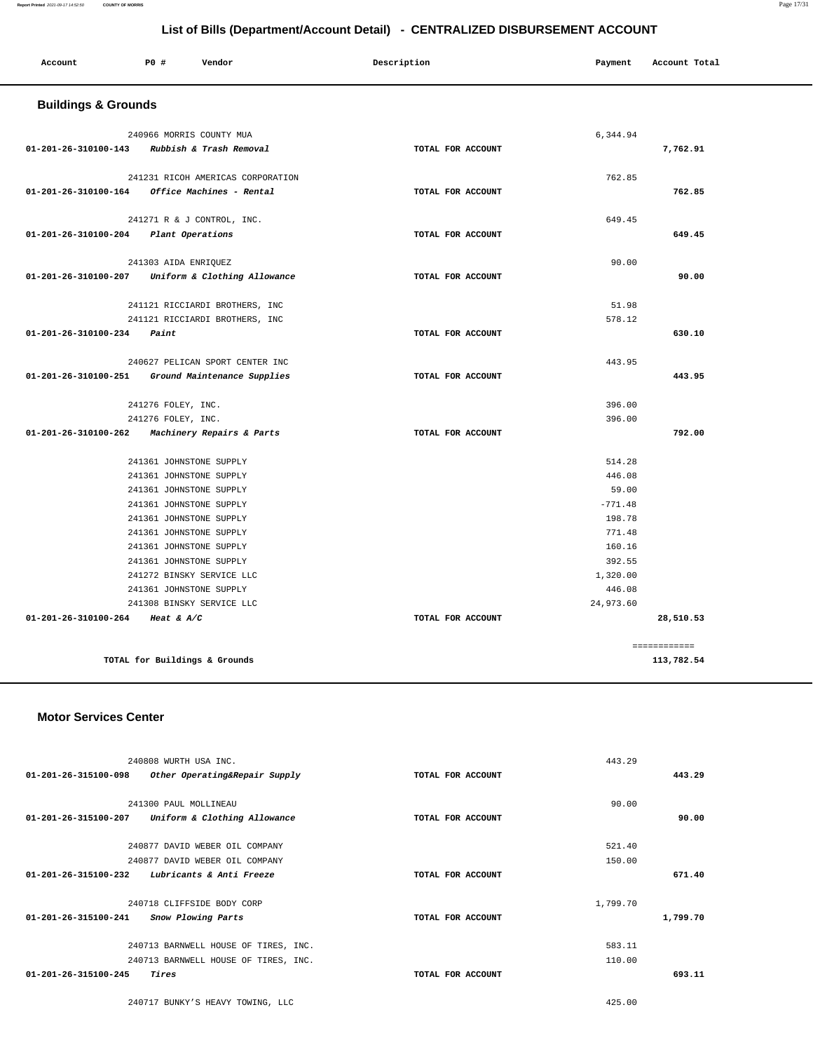## List of Bills (Department/Account Detail) - CENTRALIZED DISBURSEMENT ACCOUNT

| Account | PO # | Vendor | Description | Payment | Account Total |
|---|---|---|---|---|---|

### Buildings & Grounds

| Account | PO # | Vendor | Description | Payment | Account Total |
|---|---|---|---|---|---|
| | 240966 | MORRIS COUNTY MUA | | 6,344.94 | |
| 01-201-26-310100-143 | | *Rubbish & Trash Removal* | TOTAL FOR ACCOUNT | | 7,762.91 |
| | 241231 | RICOH AMERICAS CORPORATION | | 762.85 | |
| 01-201-26-310100-164 | | *Office Machines - Rental* | TOTAL FOR ACCOUNT | | 762.85 |
| | 241271 | R & J CONTROL, INC. | | 649.45 | |
| 01-201-26-310100-204 | | *Plant Operations* | TOTAL FOR ACCOUNT | | 649.45 |
| | 241303 | AIDA ENRIQUEZ | | 90.00 | |
| 01-201-26-310100-207 | | *Uniform & Clothing Allowance* | TOTAL FOR ACCOUNT | | 90.00 |
| | 241121 | RICCIARDI BROTHERS, INC | | 51.98 | |
| | 241121 | RICCIARDI BROTHERS, INC | | 578.12 | |
| 01-201-26-310100-234 | | *Paint* | TOTAL FOR ACCOUNT | | 630.10 |
| | 240627 | PELICAN SPORT CENTER INC | | 443.95 | |
| 01-201-26-310100-251 | | *Ground Maintenance Supplies* | TOTAL FOR ACCOUNT | | 443.95 |
| | 241276 | FOLEY, INC. | | 396.00 | |
| | 241276 | FOLEY, INC. | | 396.00 | |
| 01-201-26-310100-262 | | *Machinery Repairs & Parts* | TOTAL FOR ACCOUNT | | 792.00 |
| | 241361 | JOHNSTONE SUPPLY | | 514.28 | |
| | 241361 | JOHNSTONE SUPPLY | | 446.08 | |
| | 241361 | JOHNSTONE SUPPLY | | 59.00 | |
| | 241361 | JOHNSTONE SUPPLY | | -771.48 | |
| | 241361 | JOHNSTONE SUPPLY | | 198.78 | |
| | 241361 | JOHNSTONE SUPPLY | | 771.48 | |
| | 241361 | JOHNSTONE SUPPLY | | 160.16 | |
| | 241361 | JOHNSTONE SUPPLY | | 392.55 | |
| | 241272 | BINSKY SERVICE LLC | | 1,320.00 | |
| | 241361 | JOHNSTONE SUPPLY | | 446.08 | |
| | 241308 | BINSKY SERVICE LLC | | 24,973.60 | |
| 01-201-26-310100-264 | | *Heat & A/C* | TOTAL FOR ACCOUNT | | 28,510.53 |
| | | | | | ============ |
| | | TOTAL for Buildings & Grounds | | | 113,782.54 |

### Motor Services Center

| Account | PO # | Vendor | Description | Payment | Account Total |
|---|---|---|---|---|---|
| | 240808 | WURTH USA INC. | | 443.29 | |
| 01-201-26-315100-098 | | *Other Operating&Repair Supply* | TOTAL FOR ACCOUNT | | 443.29 |
| | 241300 | PAUL MOLLINEAU | | 90.00 | |
| 01-201-26-315100-207 | | *Uniform & Clothing Allowance* | TOTAL FOR ACCOUNT | | 90.00 |
| | 240877 | DAVID WEBER OIL COMPANY | | 521.40 | |
| | 240877 | DAVID WEBER OIL COMPANY | | 150.00 | |
| 01-201-26-315100-232 | | *Lubricants & Anti Freeze* | TOTAL FOR ACCOUNT | | 671.40 |
| | 240718 | CLIFFSIDE BODY CORP | | 1,799.70 | |
| 01-201-26-315100-241 | | *Snow Plowing Parts* | TOTAL FOR ACCOUNT | | 1,799.70 |
| | 240713 | BARNWELL HOUSE OF TIRES, INC. | | 583.11 | |
| | 240713 | BARNWELL HOUSE OF TIRES, INC. | | 110.00 | |
| 01-201-26-315100-245 | | *Tires* | TOTAL FOR ACCOUNT | | 693.11 |
| | 240717 | BUNKY'S HEAVY TOWING, LLC | | 425.00 | |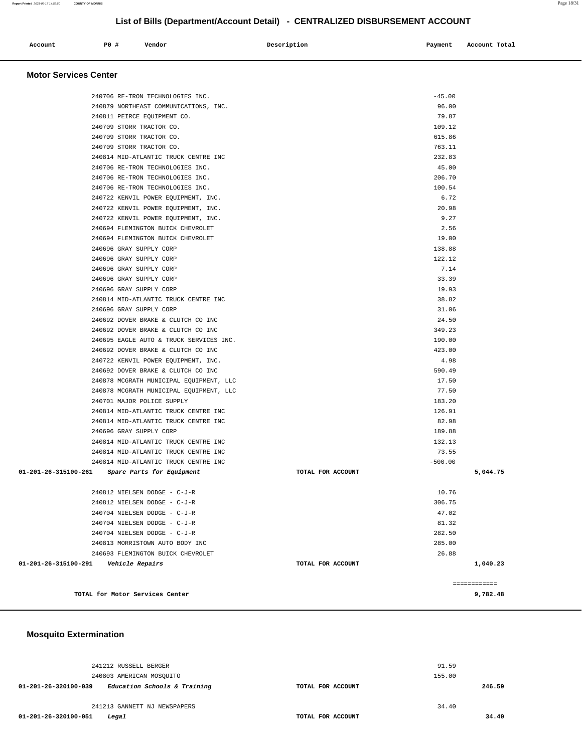## List of Bills (Department/Account Detail) - CENTRALIZED DISBURSEMENT ACCOUNT

| Account | PO # | Vendor | Description | Payment | Account Total |
|---|---|---|---|---|---|

### Motor Services Center

| Account | PO # | Vendor | Description | Payment | Account Total |
|---|---|---|---|---|---|
| | 240706 | RE-TRON TECHNOLOGIES INC. | | -45.00 | |
| | 240879 | NORTHEAST COMMUNICATIONS, INC. | | 96.00 | |
| | 240811 | PEIRCE EQUIPMENT CO. | | 79.87 | |
| | 240709 | STORR TRACTOR CO. | | 109.12 | |
| | 240709 | STORR TRACTOR CO. | | 615.86 | |
| | 240709 | STORR TRACTOR CO. | | 763.11 | |
| | 240814 | MID-ATLANTIC TRUCK CENTRE INC | | 232.83 | |
| | 240706 | RE-TRON TECHNOLOGIES INC. | | 45.00 | |
| | 240706 | RE-TRON TECHNOLOGIES INC. | | 206.70 | |
| | 240706 | RE-TRON TECHNOLOGIES INC. | | 100.54 | |
| | 240722 | KENVIL POWER EQUIPMENT, INC. | | 6.72 | |
| | 240722 | KENVIL POWER EQUIPMENT, INC. | | 20.98 | |
| | 240722 | KENVIL POWER EQUIPMENT, INC. | | 9.27 | |
| | 240694 | FLEMINGTON BUICK CHEVROLET | | 2.56 | |
| | 240694 | FLEMINGTON BUICK CHEVROLET | | 19.00 | |
| | 240696 | GRAY SUPPLY CORP | | 138.88 | |
| | 240696 | GRAY SUPPLY CORP | | 122.12 | |
| | 240696 | GRAY SUPPLY CORP | | 7.14 | |
| | 240696 | GRAY SUPPLY CORP | | 33.39 | |
| | 240696 | GRAY SUPPLY CORP | | 19.93 | |
| | 240814 | MID-ATLANTIC TRUCK CENTRE INC | | 38.82 | |
| | 240696 | GRAY SUPPLY CORP | | 31.06 | |
| | 240692 | DOVER BRAKE & CLUTCH CO INC | | 24.50 | |
| | 240692 | DOVER BRAKE & CLUTCH CO INC | | 349.23 | |
| | 240695 | EAGLE AUTO & TRUCK SERVICES INC. | | 190.00 | |
| | 240692 | DOVER BRAKE & CLUTCH CO INC | | 423.00 | |
| | 240722 | KENVIL POWER EQUIPMENT, INC. | | 4.98 | |
| | 240692 | DOVER BRAKE & CLUTCH CO INC | | 590.49 | |
| | 240878 | MCGRATH MUNICIPAL EQUIPMENT, LLC | | 17.50 | |
| | 240878 | MCGRATH MUNICIPAL EQUIPMENT, LLC | | 77.50 | |
| | 240701 | MAJOR POLICE SUPPLY | | 183.20 | |
| | 240814 | MID-ATLANTIC TRUCK CENTRE INC | | 126.91 | |
| | 240814 | MID-ATLANTIC TRUCK CENTRE INC | | 82.98 | |
| | 240696 | GRAY SUPPLY CORP | | 189.88 | |
| | 240814 | MID-ATLANTIC TRUCK CENTRE INC | | 132.13 | |
| | 240814 | MID-ATLANTIC TRUCK CENTRE INC | | 73.55 | |
| | 240814 | MID-ATLANTIC TRUCK CENTRE INC | | -500.00 | |
| **01-201-26-315100-261** | | *Spare Parts for Equipment* | TOTAL FOR ACCOUNT | | **5,044.75** |
| | 240812 | NIELSEN DODGE - C-J-R | | 10.76 | |
| | 240812 | NIELSEN DODGE - C-J-R | | 306.75 | |
| | 240704 | NIELSEN DODGE - C-J-R | | 47.02 | |
| | 240704 | NIELSEN DODGE - C-J-R | | 81.32 | |
| | 240704 | NIELSEN DODGE - C-J-R | | 282.50 | |
| | 240813 | MORRISTOWN AUTO BODY INC | | 285.00 | |
| | 240693 | FLEMINGTON BUICK CHEVROLET | | 26.88 | |
| **01-201-26-315100-291** | | *Vehicle Repairs* | TOTAL FOR ACCOUNT | | **1,040.23** |
| | | | | | ============ |
| | | **TOTAL for Motor Services Center** | | | **9,782.48** |

### Mosquito Extermination

| Account | PO # | Vendor | Description | Payment | Account Total |
|---|---|---|---|---|---|
| | 241212 | RUSSELL BERGER | | 91.59 | |
| | 240803 | AMERICAN MOSQUITO | | 155.00 | |
| **01-201-26-320100-039** | | *Education Schools & Training* | TOTAL FOR ACCOUNT | | **246.59** |
| | 241213 | GANNETT NJ NEWSPAPERS | | 34.40 | |
| **01-201-26-320100-051** | | *Legal* | TOTAL FOR ACCOUNT | | **34.40** |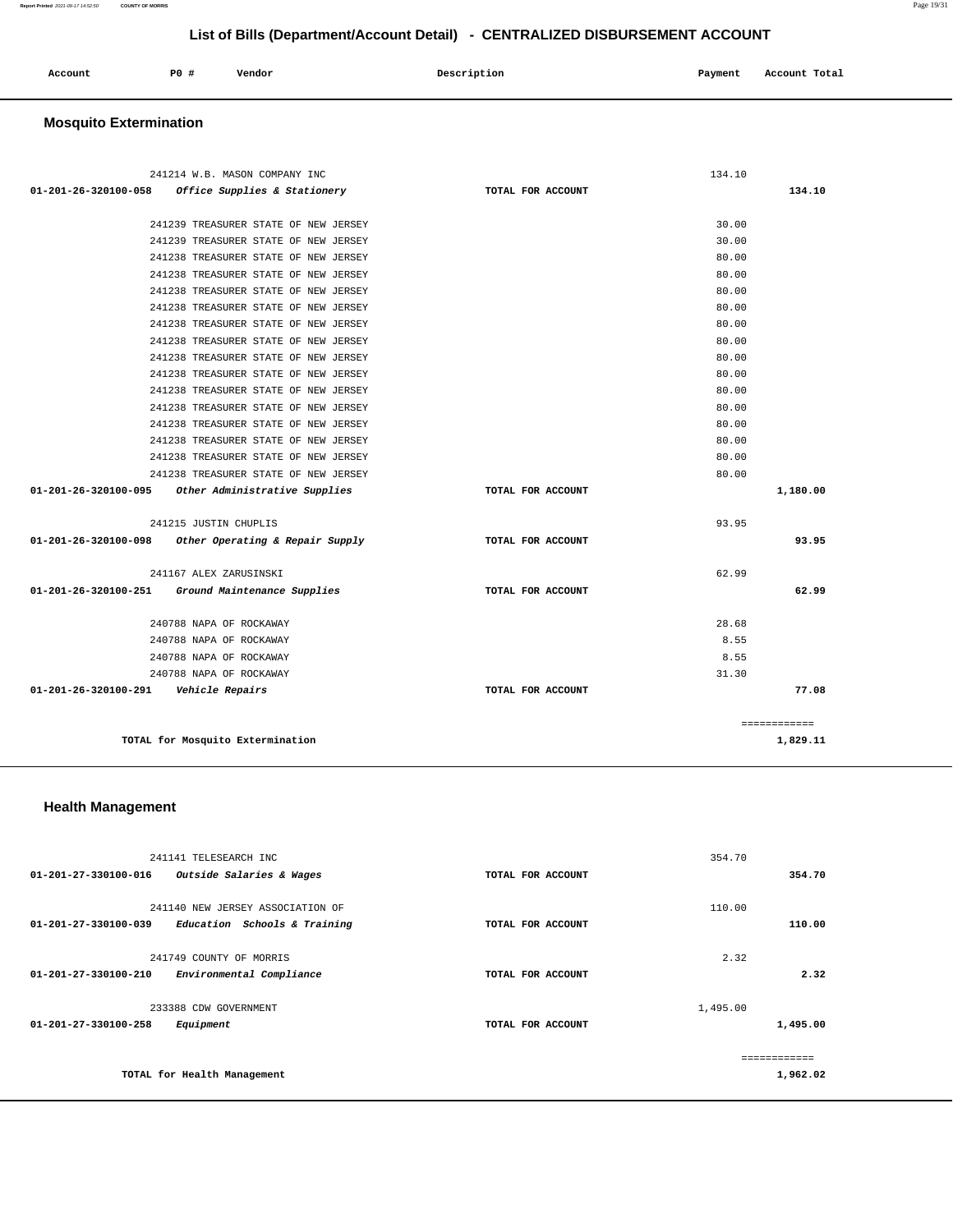# List of Bills (Department/Account Detail) - CENTRALIZED DISBURSEMENT ACCOUNT

| Account | PO # | Vendor | Description | Payment | Account Total |
|---|---|---|---|---|---|

## Mosquito Extermination

| Account | PO # | Vendor | Description | Payment | Account Total |
|---|---|---|---|---|---|
| | 241214 | W.B. MASON COMPANY INC | | 134.10 | |
| 01-201-26-320100-058 | | *Office Supplies & Stationery* | TOTAL FOR ACCOUNT | | 134.10 |
| | 241239 | TREASURER STATE OF NEW JERSEY | | 30.00 | |
| | 241239 | TREASURER STATE OF NEW JERSEY | | 30.00 | |
| | 241238 | TREASURER STATE OF NEW JERSEY | | 80.00 | |
| | 241238 | TREASURER STATE OF NEW JERSEY | | 80.00 | |
| | 241238 | TREASURER STATE OF NEW JERSEY | | 80.00 | |
| | 241238 | TREASURER STATE OF NEW JERSEY | | 80.00 | |
| | 241238 | TREASURER STATE OF NEW JERSEY | | 80.00 | |
| | 241238 | TREASURER STATE OF NEW JERSEY | | 80.00 | |
| | 241238 | TREASURER STATE OF NEW JERSEY | | 80.00 | |
| | 241238 | TREASURER STATE OF NEW JERSEY | | 80.00 | |
| | 241238 | TREASURER STATE OF NEW JERSEY | | 80.00 | |
| | 241238 | TREASURER STATE OF NEW JERSEY | | 80.00 | |
| | 241238 | TREASURER STATE OF NEW JERSEY | | 80.00 | |
| | 241238 | TREASURER STATE OF NEW JERSEY | | 80.00 | |
| | 241238 | TREASURER STATE OF NEW JERSEY | | 80.00 | |
| | 241238 | TREASURER STATE OF NEW JERSEY | | 80.00 | |
| 01-201-26-320100-095 | | *Other Administrative Supplies* | TOTAL FOR ACCOUNT | | 1,180.00 |
| | 241215 | JUSTIN CHUPLIS | | 93.95 | |
| 01-201-26-320100-098 | | *Other Operating & Repair Supply* | TOTAL FOR ACCOUNT | | 93.95 |
| | 241167 | ALEX ZARUSINSKI | | 62.99 | |
| 01-201-26-320100-251 | | *Ground Maintenance Supplies* | TOTAL FOR ACCOUNT | | 62.99 |
| | 240788 | NAPA OF ROCKAWAY | | 28.68 | |
| | 240788 | NAPA OF ROCKAWAY | | 8.55 | |
| | 240788 | NAPA OF ROCKAWAY | | 8.55 | |
| | 240788 | NAPA OF ROCKAWAY | | 31.30 | |
| 01-201-26-320100-291 | | *Vehicle Repairs* | TOTAL FOR ACCOUNT | | 77.08 |
| | | | | | ============ |
| | | TOTAL for Mosquito Extermination | | | 1,829.11 |

## Health Management

| Account | PO # | Vendor | Description | Payment | Account Total |
|---|---|---|---|---|---|
| | 241141 | TELESEARCH INC | | 354.70 | |
| 01-201-27-330100-016 | | *Outside Salaries & Wages* | TOTAL FOR ACCOUNT | | 354.70 |
| | 241140 | NEW JERSEY ASSOCIATION OF | | 110.00 | |
| 01-201-27-330100-039 | | *Education Schools & Training* | TOTAL FOR ACCOUNT | | 110.00 |
| | 241749 | COUNTY OF MORRIS | | 2.32 | |
| 01-201-27-330100-210 | | *Environmental Compliance* | TOTAL FOR ACCOUNT | | 2.32 |
| | 233388 | CDW GOVERNMENT | | 1,495.00 | |
| 01-201-27-330100-258 | | *Equipment* | TOTAL FOR ACCOUNT | | 1,495.00 |
| | | | | | ============ |
| | | TOTAL for Health Management | | | 1,962.02 |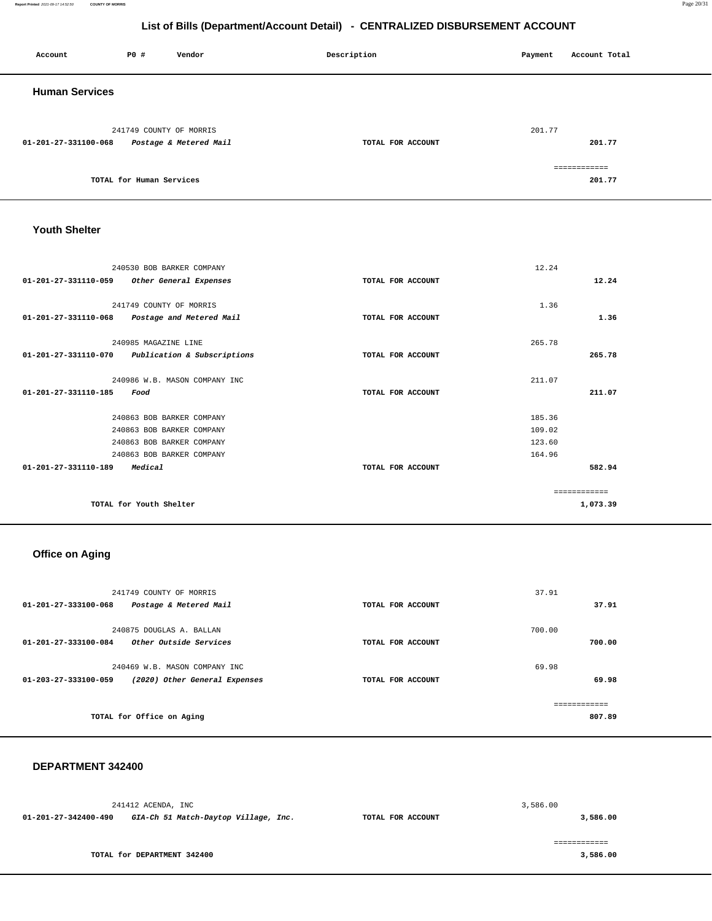# List of Bills (Department/Account Detail) - CENTRALIZED DISBURSEMENT ACCOUNT

| Account | PO # | Vendor | Description | Payment | Account Total |
|---|---|---|---|---|---|

## Human Services

| Account | PO # | Vendor | Description | Payment | Account Total |
|---|---|---|---|---|---|
| | 241749 | COUNTY OF MORRIS | | 201.77 | |
| 01-201-27-331100-068 | | *Postage & Metered Mail* | TOTAL FOR ACCOUNT | | 201.77 |
| | | TOTAL for Human Services | | | 201.77 |

## Youth Shelter

| Account | PO # | Vendor | Description | Payment | Account Total |
|---|---|---|---|---|---|
| | 240530 | BOB BARKER COMPANY | | 12.24 | |
| 01-201-27-331110-059 | | *Other General Expenses* | TOTAL FOR ACCOUNT | | 12.24 |
| | 241749 | COUNTY OF MORRIS | | 1.36 | |
| 01-201-27-331110-068 | | *Postage and Metered Mail* | TOTAL FOR ACCOUNT | | 1.36 |
| | 240985 | MAGAZINE LINE | | 265.78 | |
| 01-201-27-331110-070 | | *Publication & Subscriptions* | TOTAL FOR ACCOUNT | | 265.78 |
| | 240986 | W.B. MASON COMPANY INC | | 211.07 | |
| 01-201-27-331110-185 | | *Food* | TOTAL FOR ACCOUNT | | 211.07 |
| | 240863 | BOB BARKER COMPANY | | 185.36 | |
| | 240863 | BOB BARKER COMPANY | | 109.02 | |
| | 240863 | BOB BARKER COMPANY | | 123.60 | |
| | 240863 | BOB BARKER COMPANY | | 164.96 | |
| 01-201-27-331110-189 | | *Medical* | TOTAL FOR ACCOUNT | | 582.94 |
| | | TOTAL for Youth Shelter | | | 1,073.39 |

## Office on Aging

| Account | PO # | Vendor | Description | Payment | Account Total |
|---|---|---|---|---|---|
| | 241749 | COUNTY OF MORRIS | | 37.91 | |
| 01-201-27-333100-068 | | *Postage & Metered Mail* | TOTAL FOR ACCOUNT | | 37.91 |
| | 240875 | DOUGLAS A. BALLAN | | 700.00 | |
| 01-201-27-333100-084 | | *Other Outside Services* | TOTAL FOR ACCOUNT | | 700.00 |
| | 240469 | W.B. MASON COMPANY INC | | 69.98 | |
| 01-203-27-333100-059 | | *(2020) Other General Expenses* | TOTAL FOR ACCOUNT | | 69.98 |
| | | TOTAL for Office on Aging | | | 807.89 |

## DEPARTMENT 342400

| Account | PO # | Vendor | Description | Payment | Account Total |
|---|---|---|---|---|---|
| | 241412 | ACENDA, INC | | 3,586.00 | |
| 01-201-27-342400-490 | | *GIA-Ch 51 Match-Daytop Village, Inc.* | TOTAL FOR ACCOUNT | | 3,586.00 |
| | | TOTAL for DEPARTMENT 342400 | | | 3,586.00 |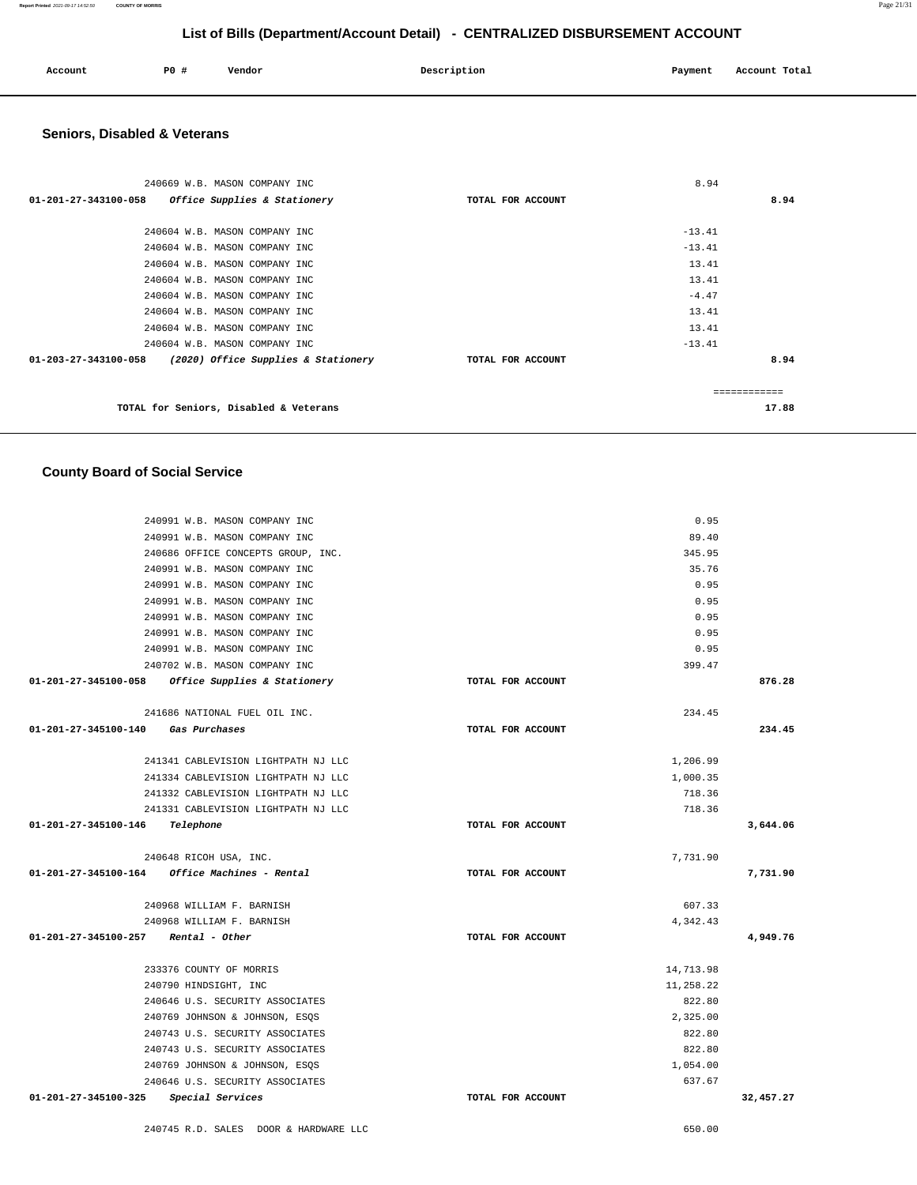## List of Bills (Department/Account Detail) - CENTRALIZED DISBURSEMENT ACCOUNT

| Account | PO # | Vendor | Description | Payment | Account Total |
|---|---|---|---|---|---|

### Seniors, Disabled & Veterans

| Account | PO # | Vendor | Description | Payment | Account Total |
|---|---|---|---|---|---|
| | 240669 | W.B. MASON COMPANY INC | | 8.94 | |
| 01-201-27-343100-058 | | *Office Supplies & Stationery* | TOTAL FOR ACCOUNT | | 8.94 |
| | 240604 | W.B. MASON COMPANY INC | | -13.41 | |
| | 240604 | W.B. MASON COMPANY INC | | -13.41 | |
| | 240604 | W.B. MASON COMPANY INC | | 13.41 | |
| | 240604 | W.B. MASON COMPANY INC | | 13.41 | |
| | 240604 | W.B. MASON COMPANY INC | | -4.47 | |
| | 240604 | W.B. MASON COMPANY INC | | 13.41 | |
| | 240604 | W.B. MASON COMPANY INC | | 13.41 | |
| | 240604 | W.B. MASON COMPANY INC | | -13.41 | |
| 01-203-27-343100-058 | | *(2020) Office Supplies & Stationery* | TOTAL FOR ACCOUNT | | 8.94 |
| | | | | | ============ |
| | | TOTAL for Seniors, Disabled & Veterans | | | 17.88 |

### County Board of Social Service

| Account | PO # | Vendor | Description | Payment | Account Total |
|---|---|---|---|---|---|
| | 240991 | W.B. MASON COMPANY INC | | 0.95 | |
| | 240991 | W.B. MASON COMPANY INC | | 89.40 | |
| | 240686 | OFFICE CONCEPTS GROUP, INC. | | 345.95 | |
| | 240991 | W.B. MASON COMPANY INC | | 35.76 | |
| | 240991 | W.B. MASON COMPANY INC | | 0.95 | |
| | 240991 | W.B. MASON COMPANY INC | | 0.95 | |
| | 240991 | W.B. MASON COMPANY INC | | 0.95 | |
| | 240991 | W.B. MASON COMPANY INC | | 0.95 | |
| | 240991 | W.B. MASON COMPANY INC | | 0.95 | |
| | 240702 | W.B. MASON COMPANY INC | | 399.47 | |
| 01-201-27-345100-058 | | *Office Supplies & Stationery* | TOTAL FOR ACCOUNT | | 876.28 |
| | 241686 | NATIONAL FUEL OIL INC. | | 234.45 | |
| 01-201-27-345100-140 | | *Gas Purchases* | TOTAL FOR ACCOUNT | | 234.45 |
| | 241341 | CABLEVISION LIGHTPATH NJ LLC | | 1,206.99 | |
| | 241334 | CABLEVISION LIGHTPATH NJ LLC | | 1,000.35 | |
| | 241332 | CABLEVISION LIGHTPATH NJ LLC | | 718.36 | |
| | 241331 | CABLEVISION LIGHTPATH NJ LLC | | 718.36 | |
| 01-201-27-345100-146 | | *Telephone* | TOTAL FOR ACCOUNT | | 3,644.06 |
| | 240648 | RICOH USA, INC. | | 7,731.90 | |
| 01-201-27-345100-164 | | *Office Machines - Rental* | TOTAL FOR ACCOUNT | | 7,731.90 |
| | 240968 | WILLIAM F. BARNISH | | 607.33 | |
| | 240968 | WILLIAM F. BARNISH | | 4,342.43 | |
| 01-201-27-345100-257 | | *Rental - Other* | TOTAL FOR ACCOUNT | | 4,949.76 |
| | 233376 | COUNTY OF MORRIS | | 14,713.98 | |
| | 240790 | HINDSIGHT, INC | | 11,258.22 | |
| | 240646 | U.S. SECURITY ASSOCIATES | | 822.80 | |
| | 240769 | JOHNSON & JOHNSON, ESQS | | 2,325.00 | |
| | 240743 | U.S. SECURITY ASSOCIATES | | 822.80 | |
| | 240743 | U.S. SECURITY ASSOCIATES | | 822.80 | |
| | 240769 | JOHNSON & JOHNSON, ESQS | | 1,054.00 | |
| | 240646 | U.S. SECURITY ASSOCIATES | | 637.67 | |
| 01-201-27-345100-325 | | *Special Services* | TOTAL FOR ACCOUNT | | 32,457.27 |
| | 240745 | R.D. SALES DOOR & HARDWARE LLC | | 650.00 | |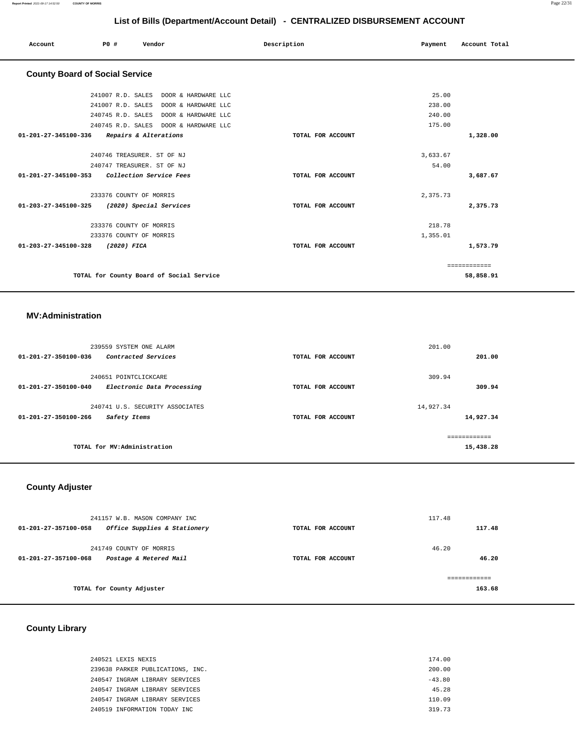## List of Bills (Department/Account Detail) - CENTRALIZED DISBURSEMENT ACCOUNT

| Account | PO # | Vendor | Description | Payment | Account Total |
|---|---|---|---|---|---|

### County Board of Social Service

| Account | PO # | Vendor | Description | Payment | Account Total |
|---|---|---|---|---|---|
| | 241007 | R.D. SALES DOOR & HARDWARE LLC | | 25.00 | |
| | 241007 | R.D. SALES DOOR & HARDWARE LLC | | 238.00 | |
| | 240745 | R.D. SALES DOOR & HARDWARE LLC | | 240.00 | |
| | 240745 | R.D. SALES DOOR & HARDWARE LLC | | 175.00 | |
| 01-201-27-345100-336 | | *Repairs & Alterations* | TOTAL FOR ACCOUNT | | 1,328.00 |
| | 240746 | TREASURER. ST OF NJ | | 3,633.67 | |
| | 240747 | TREASURER. ST OF NJ | | 54.00 | |
| 01-201-27-345100-353 | | *Collection Service Fees* | TOTAL FOR ACCOUNT | | 3,687.67 |
| | 233376 | COUNTY OF MORRIS | | 2,375.73 | |
| 01-203-27-345100-325 | | *(2020) Special Services* | TOTAL FOR ACCOUNT | | 2,375.73 |
| | 233376 | COUNTY OF MORRIS | | 218.78 | |
| | 233376 | COUNTY OF MORRIS | | 1,355.01 | |
| 01-203-27-345100-328 | | *(2020) FICA* | TOTAL FOR ACCOUNT | | 1,573.79 |
| | | TOTAL for County Board of Social Service | | | 58,858.91 |

### MV:Administration

| Account | PO # | Vendor | Description | Payment | Account Total |
|---|---|---|---|---|---|
| | 239559 | SYSTEM ONE ALARM | | 201.00 | |
| 01-201-27-350100-036 | | *Contracted Services* | TOTAL FOR ACCOUNT | | 201.00 |
| | 240651 | POINTCLICKCARE | | 309.94 | |
| 01-201-27-350100-040 | | *Electronic Data Processing* | TOTAL FOR ACCOUNT | | 309.94 |
| | 240741 | U.S. SECURITY ASSOCIATES | | 14,927.34 | |
| 01-201-27-350100-266 | | *Safety Items* | TOTAL FOR ACCOUNT | | 14,927.34 |
| | | TOTAL for MV:Administration | | | 15,438.28 |

### County Adjuster

| Account | PO # | Vendor | Description | Payment | Account Total |
|---|---|---|---|---|---|
| | 241157 | W.B. MASON COMPANY INC | | 117.48 | |
| 01-201-27-357100-058 | | *Office Supplies & Stationery* | TOTAL FOR ACCOUNT | | 117.48 |
| | 241749 | COUNTY OF MORRIS | | 46.20 | |
| 01-201-27-357100-068 | | *Postage & Metered Mail* | TOTAL FOR ACCOUNT | | 46.20 |
| | | TOTAL for County Adjuster | | | 163.68 |

### County Library

| Account | PO # | Vendor | Description | Payment | Account Total |
|---|---|---|---|---|---|
| | 240521 | LEXIS NEXIS | | 174.00 | |
| | 239638 | PARKER PUBLICATIONS, INC. | | 200.00 | |
| | 240547 | INGRAM LIBRARY SERVICES | | -43.80 | |
| | 240547 | INGRAM LIBRARY SERVICES | | 45.28 | |
| | 240547 | INGRAM LIBRARY SERVICES | | 110.09 | |
| | 240519 | INFORMATION TODAY INC | | 319.73 | |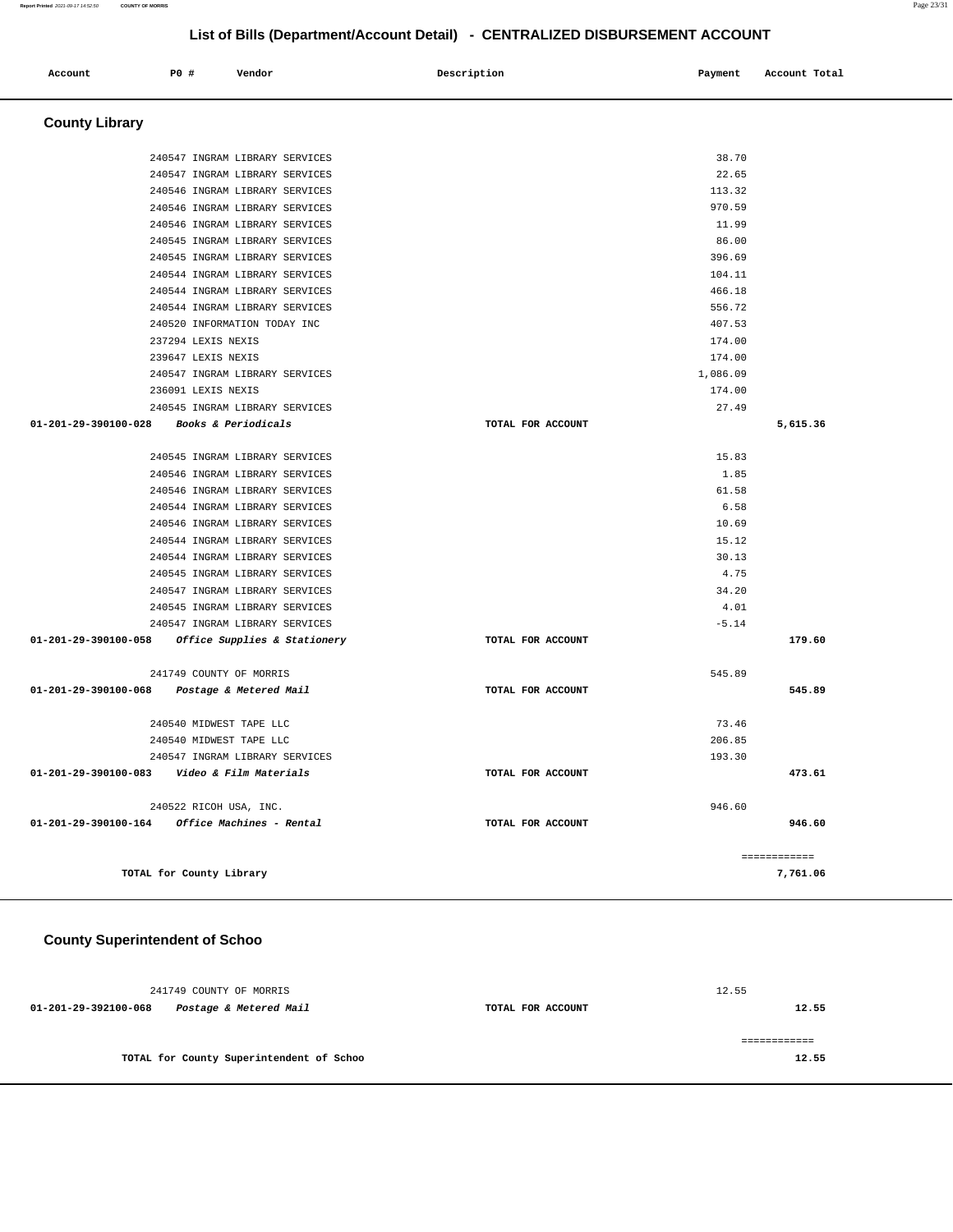# List of Bills (Department/Account Detail) - CENTRALIZED DISBURSEMENT ACCOUNT

| Account | PO # | Vendor | Description | Payment | Account Total |
|---|---|---|---|---|---|

## County Library

| Account | PO # | Vendor | Description | Payment | Account Total |
|---|---|---|---|---|---|
| | 240547 | INGRAM LIBRARY SERVICES | | 38.70 | |
| | 240547 | INGRAM LIBRARY SERVICES | | 22.65 | |
| | 240546 | INGRAM LIBRARY SERVICES | | 113.32 | |
| | 240546 | INGRAM LIBRARY SERVICES | | 970.59 | |
| | 240546 | INGRAM LIBRARY SERVICES | | 11.99 | |
| | 240545 | INGRAM LIBRARY SERVICES | | 86.00 | |
| | 240545 | INGRAM LIBRARY SERVICES | | 396.69 | |
| | 240544 | INGRAM LIBRARY SERVICES | | 104.11 | |
| | 240544 | INGRAM LIBRARY SERVICES | | 466.18 | |
| | 240544 | INGRAM LIBRARY SERVICES | | 556.72 | |
| | 240520 | INFORMATION TODAY INC | | 407.53 | |
| | 237294 | LEXIS NEXIS | | 174.00 | |
| | 239647 | LEXIS NEXIS | | 174.00 | |
| | 240547 | INGRAM LIBRARY SERVICES | | 1,086.09 | |
| | 236091 | LEXIS NEXIS | | 174.00 | |
| | 240545 | INGRAM LIBRARY SERVICES | | 27.49 | |
| **01-201-29-390100-028** | | *Books & Periodicals* | TOTAL FOR ACCOUNT | | 5,615.36 |
| | 240545 | INGRAM LIBRARY SERVICES | | 15.83 | |
| | 240546 | INGRAM LIBRARY SERVICES | | 1.85 | |
| | 240546 | INGRAM LIBRARY SERVICES | | 61.58 | |
| | 240544 | INGRAM LIBRARY SERVICES | | 6.58 | |
| | 240546 | INGRAM LIBRARY SERVICES | | 10.69 | |
| | 240544 | INGRAM LIBRARY SERVICES | | 15.12 | |
| | 240544 | INGRAM LIBRARY SERVICES | | 30.13 | |
| | 240545 | INGRAM LIBRARY SERVICES | | 4.75 | |
| | 240547 | INGRAM LIBRARY SERVICES | | 34.20 | |
| | 240545 | INGRAM LIBRARY SERVICES | | 4.01 | |
| | 240547 | INGRAM LIBRARY SERVICES | | -5.14 | |
| **01-201-29-390100-058** | | *Office Supplies & Stationery* | TOTAL FOR ACCOUNT | | 179.60 |
| | 241749 | COUNTY OF MORRIS | | 545.89 | |
| **01-201-29-390100-068** | | *Postage & Metered Mail* | TOTAL FOR ACCOUNT | | 545.89 |
| | 240540 | MIDWEST TAPE LLC | | 73.46 | |
| | 240540 | MIDWEST TAPE LLC | | 206.85 | |
| | 240547 | INGRAM LIBRARY SERVICES | | 193.30 | |
| **01-201-29-390100-083** | | *Video & Film Materials* | TOTAL FOR ACCOUNT | | 473.61 |
| | 240522 | RICOH USA, INC. | | 946.60 | |
| **01-201-29-390100-164** | | *Office Machines - Rental* | TOTAL FOR ACCOUNT | | 946.60 |
| | | | | | ============ |
| | | TOTAL for County Library | | | 7,761.06 |

## County Superintendent of Schoo

| Account | PO # | Vendor | Description | Payment | Account Total |
|---|---|---|---|---|---|
| | 241749 | COUNTY OF MORRIS | | 12.55 | |
| **01-201-29-392100-068** | | *Postage & Metered Mail* | TOTAL FOR ACCOUNT | | 12.55 |
| | | | | | ============ |
| | | TOTAL for County Superintendent of Schoo | | | 12.55 |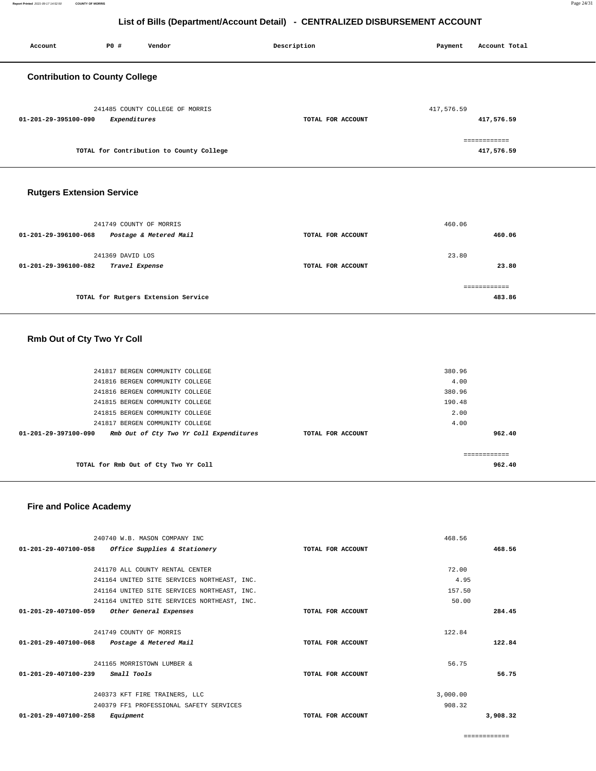## List of Bills (Department/Account Detail) - CENTRALIZED DISBURSEMENT ACCOUNT

| Account | PO # | Vendor | Description | Payment | Account Total |
|---|---|---|---|---|---|

### Contribution to County College

| Account | PO # | Vendor | Description | Payment | Account Total |
|---|---|---|---|---|---|
| | 241485 | COUNTY COLLEGE OF MORRIS | | 417,576.59 | |
| 01-201-29-395100-090 | | *Expenditures* | TOTAL FOR ACCOUNT | | 417,576.59 |
| | | | | | ============ |
| | | TOTAL for Contribution to County College | | | 417,576.59 |

### Rutgers Extension Service

| Account | PO # | Vendor | Description | Payment | Account Total |
|---|---|---|---|---|---|
| | 241749 | COUNTY OF MORRIS | | 460.06 | |
| 01-201-29-396100-068 | | *Postage & Metered Mail* | TOTAL FOR ACCOUNT | | 460.06 |
| | 241369 | DAVID LOS | | 23.80 | |
| 01-201-29-396100-082 | | *Travel Expense* | TOTAL FOR ACCOUNT | | 23.80 |
| | | | | | ============ |
| | | TOTAL for Rutgers Extension Service | | | 483.86 |

### Rmb Out of Cty Two Yr Coll

| Account | PO # | Vendor | Description | Payment | Account Total |
|---|---|---|---|---|---|
| | 241817 | BERGEN COMMUNITY COLLEGE | | 380.96 | |
| | 241816 | BERGEN COMMUNITY COLLEGE | | 4.00 | |
| | 241816 | BERGEN COMMUNITY COLLEGE | | 380.96 | |
| | 241815 | BERGEN COMMUNITY COLLEGE | | 190.48 | |
| | 241815 | BERGEN COMMUNITY COLLEGE | | 2.00 | |
| | 241817 | BERGEN COMMUNITY COLLEGE | | 4.00 | |
| 01-201-29-397100-090 | | *Rmb Out of Cty Two Yr Coll Expenditures* | TOTAL FOR ACCOUNT | | 962.40 |
| | | | | | ============ |
| | | TOTAL for Rmb Out of Cty Two Yr Coll | | | 962.40 |

### Fire and Police Academy

| Account | PO # | Vendor | Description | Payment | Account Total |
|---|---|---|---|---|---|
| | 240740 | W.B. MASON COMPANY INC | | 468.56 | |
| 01-201-29-407100-058 | | *Office Supplies & Stationery* | TOTAL FOR ACCOUNT | | 468.56 |
| | 241170 | ALL COUNTY RENTAL CENTER | | 72.00 | |
| | 241164 | UNITED SITE SERVICES NORTHEAST, INC. | | 4.95 | |
| | 241164 | UNITED SITE SERVICES NORTHEAST, INC. | | 157.50 | |
| | 241164 | UNITED SITE SERVICES NORTHEAST, INC. | | 50.00 | |
| 01-201-29-407100-059 | | *Other General Expenses* | TOTAL FOR ACCOUNT | | 284.45 |
| | 241749 | COUNTY OF MORRIS | | 122.84 | |
| 01-201-29-407100-068 | | *Postage & Metered Mail* | TOTAL FOR ACCOUNT | | 122.84 |
| | 241165 | MORRISTOWN LUMBER & | | 56.75 | |
| 01-201-29-407100-239 | | *Small Tools* | TOTAL FOR ACCOUNT | | 56.75 |
| | 240373 | KFT FIRE TRAINERS, LLC | | 3,000.00 | |
| | 240379 | FF1 PROFESSIONAL SAFETY SERVICES | | 908.32 | |
| 01-201-29-407100-258 | | *Equipment* | TOTAL FOR ACCOUNT | | 3,908.32 |
| | | | | | ============ |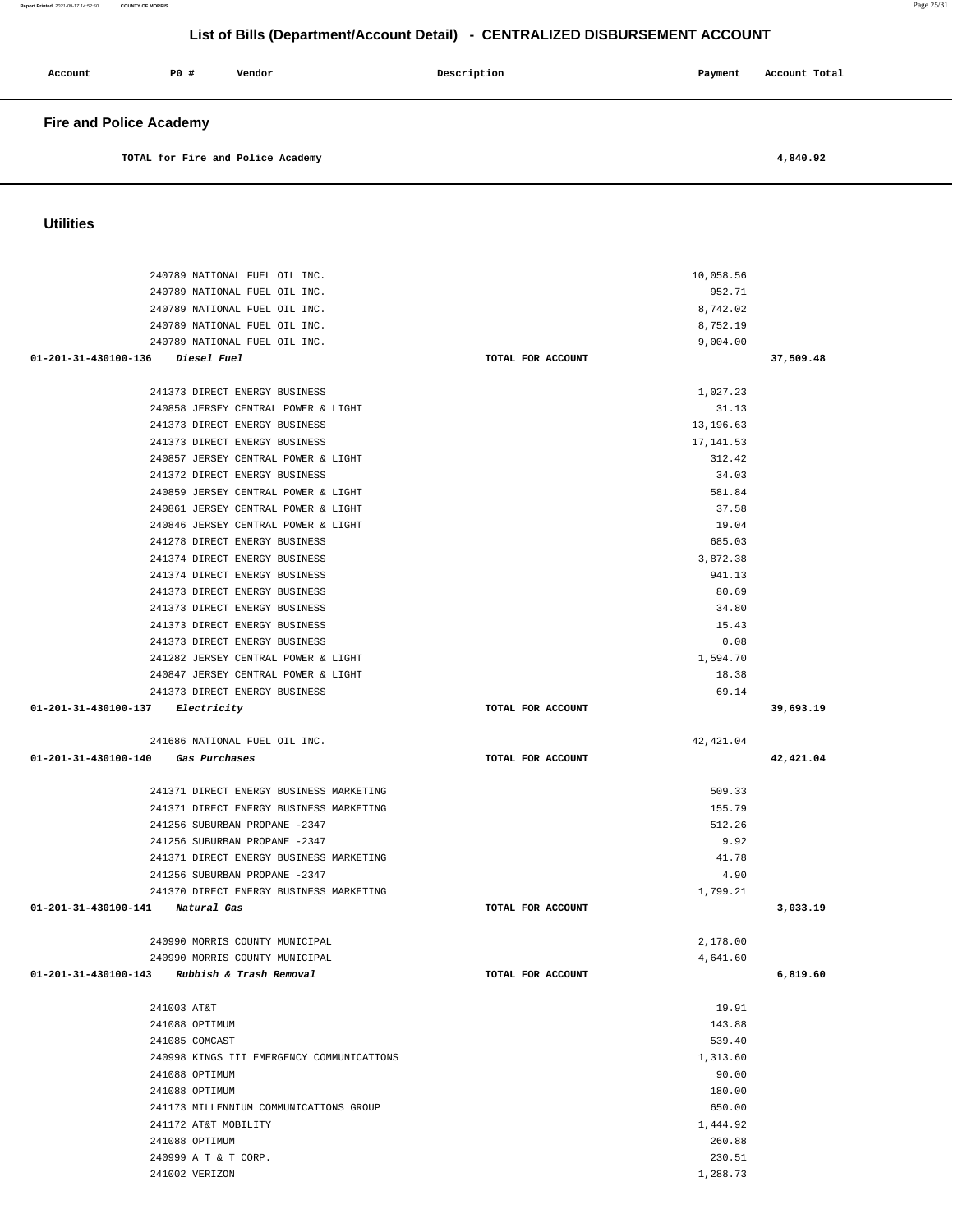## List of Bills (Department/Account Detail) - CENTRALIZED DISBURSEMENT ACCOUNT

| Account | PO # | Vendor | Description | Payment | Account Total |
|---|---|---|---|---|---|

### Fire and Police Academy

| | | | | | |
|---|---|---|---|---|---|
| | | TOTAL for Fire and Police Academy | | | 4,840.92 |

### Utilities

| Account | PO # | Vendor | Description | Payment | Account Total |
|---|---|---|---|---|---|
| | 240789 | NATIONAL FUEL OIL INC. | | 10,058.56 | |
| | 240789 | NATIONAL FUEL OIL INC. | | 952.71 | |
| | 240789 | NATIONAL FUEL OIL INC. | | 8,742.02 | |
| | 240789 | NATIONAL FUEL OIL INC. | | 8,752.19 | |
| | 240789 | NATIONAL FUEL OIL INC. | | 9,004.00 | |
| 01-201-31-430100-136 | | *Diesel Fuel* | TOTAL FOR ACCOUNT | | 37,509.48 |
| | 241373 | DIRECT ENERGY BUSINESS | | 1,027.23 | |
| | 240858 | JERSEY CENTRAL POWER & LIGHT | | 31.13 | |
| | 241373 | DIRECT ENERGY BUSINESS | | 13,196.63 | |
| | 241373 | DIRECT ENERGY BUSINESS | | 17,141.53 | |
| | 240857 | JERSEY CENTRAL POWER & LIGHT | | 312.42 | |
| | 241372 | DIRECT ENERGY BUSINESS | | 34.03 | |
| | 240859 | JERSEY CENTRAL POWER & LIGHT | | 581.84 | |
| | 240861 | JERSEY CENTRAL POWER & LIGHT | | 37.58 | |
| | 240846 | JERSEY CENTRAL POWER & LIGHT | | 19.04 | |
| | 241278 | DIRECT ENERGY BUSINESS | | 685.03 | |
| | 241374 | DIRECT ENERGY BUSINESS | | 3,872.38 | |
| | 241374 | DIRECT ENERGY BUSINESS | | 941.13 | |
| | 241373 | DIRECT ENERGY BUSINESS | | 80.69 | |
| | 241373 | DIRECT ENERGY BUSINESS | | 34.80 | |
| | 241373 | DIRECT ENERGY BUSINESS | | 15.43 | |
| | 241373 | DIRECT ENERGY BUSINESS | | 0.08 | |
| | 241282 | JERSEY CENTRAL POWER & LIGHT | | 1,594.70 | |
| | 240847 | JERSEY CENTRAL POWER & LIGHT | | 18.38 | |
| | 241373 | DIRECT ENERGY BUSINESS | | 69.14 | |
| 01-201-31-430100-137 | | *Electricity* | TOTAL FOR ACCOUNT | | 39,693.19 |
| | 241686 | NATIONAL FUEL OIL INC. | | 42,421.04 | |
| 01-201-31-430100-140 | | *Gas Purchases* | TOTAL FOR ACCOUNT | | 42,421.04 |
| | 241371 | DIRECT ENERGY BUSINESS MARKETING | | 509.33 | |
| | 241371 | DIRECT ENERGY BUSINESS MARKETING | | 155.79 | |
| | 241256 | SUBURBAN PROPANE -2347 | | 512.26 | |
| | 241256 | SUBURBAN PROPANE -2347 | | 9.92 | |
| | 241371 | DIRECT ENERGY BUSINESS MARKETING | | 41.78 | |
| | 241256 | SUBURBAN PROPANE -2347 | | 4.90 | |
| | 241370 | DIRECT ENERGY BUSINESS MARKETING | | 1,799.21 | |
| 01-201-31-430100-141 | | *Natural Gas* | TOTAL FOR ACCOUNT | | 3,033.19 |
| | 240990 | MORRIS COUNTY MUNICIPAL | | 2,178.00 | |
| | 240990 | MORRIS COUNTY MUNICIPAL | | 4,641.60 | |
| 01-201-31-430100-143 | | *Rubbish & Trash Removal* | TOTAL FOR ACCOUNT | | 6,819.60 |
| | 241003 | AT&T | | 19.91 | |
| | 241088 | OPTIMUM | | 143.88 | |
| | 241085 | COMCAST | | 539.40 | |
| | 240998 | KINGS III EMERGENCY COMMUNICATIONS | | 1,313.60 | |
| | 241088 | OPTIMUM | | 90.00 | |
| | 241088 | OPTIMUM | | 180.00 | |
| | 241173 | MILLENNIUM COMMUNICATIONS GROUP | | 650.00 | |
| | 241172 | AT&T MOBILITY | | 1,444.92 | |
| | 241088 | OPTIMUM | | 260.88 | |
| | 240999 | A T & T CORP. | | 230.51 | |
| | 241002 | VERIZON | | 1,288.73 | |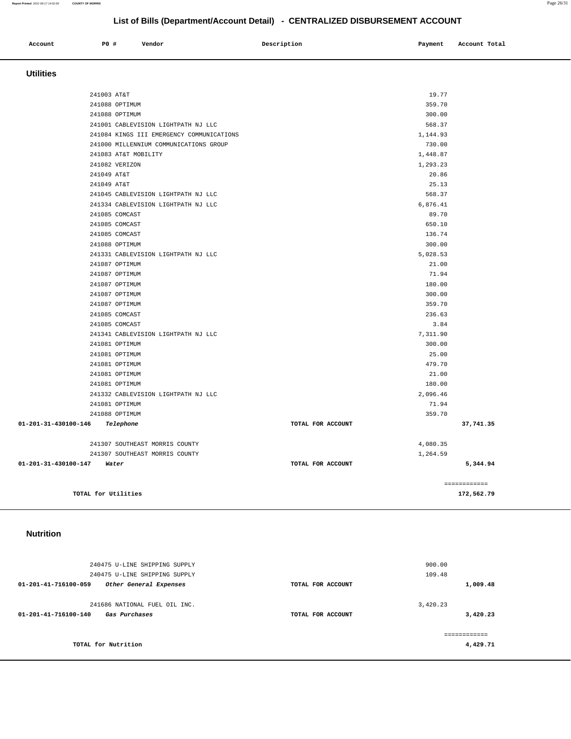## List of Bills (Department/Account Detail) - CENTRALIZED DISBURSEMENT ACCOUNT

| Account | PO # | Vendor | Description | Payment | Account Total |
|---|---|---|---|---|---|

### Utilities

| Account | PO # | Vendor | Description | Payment | Account Total |
|---|---|---|---|---|---|
| | 241003 | AT&T | | 19.77 | |
| | 241088 | OPTIMUM | | 359.70 | |
| | 241088 | OPTIMUM | | 300.00 | |
| | 241001 | CABLEVISION LIGHTPATH NJ LLC | | 568.37 | |
| | 241084 | KINGS III EMERGENCY COMMUNICATIONS | | 1,144.93 | |
| | 241000 | MILLENNIUM COMMUNICATIONS GROUP | | 730.00 | |
| | 241083 | AT&T MOBILITY | | 1,448.87 | |
| | 241082 | VERIZON | | 1,293.23 | |
| | 241049 | AT&T | | 20.86 | |
| | 241049 | AT&T | | 25.13 | |
| | 241045 | CABLEVISION LIGHTPATH NJ LLC | | 568.37 | |
| | 241334 | CABLEVISION LIGHTPATH NJ LLC | | 6,876.41 | |
| | 241085 | COMCAST | | 89.70 | |
| | 241085 | COMCAST | | 650.10 | |
| | 241085 | COMCAST | | 136.74 | |
| | 241088 | OPTIMUM | | 300.00 | |
| | 241331 | CABLEVISION LIGHTPATH NJ LLC | | 5,028.53 | |
| | 241087 | OPTIMUM | | 21.00 | |
| | 241087 | OPTIMUM | | 71.94 | |
| | 241087 | OPTIMUM | | 180.00 | |
| | 241087 | OPTIMUM | | 300.00 | |
| | 241087 | OPTIMUM | | 359.70 | |
| | 241085 | COMCAST | | 236.63 | |
| | 241085 | COMCAST | | 3.84 | |
| | 241341 | CABLEVISION LIGHTPATH NJ LLC | | 7,311.90 | |
| | 241081 | OPTIMUM | | 300.00 | |
| | 241081 | OPTIMUM | | 25.00 | |
| | 241081 | OPTIMUM | | 479.70 | |
| | 241081 | OPTIMUM | | 21.00 | |
| | 241081 | OPTIMUM | | 180.00 | |
| | 241332 | CABLEVISION LIGHTPATH NJ LLC | | 2,096.46 | |
| | 241081 | OPTIMUM | | 71.94 | |
| | 241088 | OPTIMUM | | 359.70 | |
| 01-201-31-430100-146 | | *Telephone* | TOTAL FOR ACCOUNT | | 37,741.35 |
| | 241307 | SOUTHEAST MORRIS COUNTY | | 4,080.35 | |
| | 241307 | SOUTHEAST MORRIS COUNTY | | 1,264.59 | |
| 01-201-31-430100-147 | | *Water* | TOTAL FOR ACCOUNT | | 5,344.94 |
| | | | | | ============ |
| | TOTAL for Utilities | | | | 172,562.79 |

### Nutrition

| Account | PO # | Vendor | Description | Payment | Account Total |
|---|---|---|---|---|---|
| | 240475 | U-LINE SHIPPING SUPPLY | | 900.00 | |
| | 240475 | U-LINE SHIPPING SUPPLY | | 109.48 | |
| 01-201-41-716100-059 | | *Other General Expenses* | TOTAL FOR ACCOUNT | | 1,009.48 |
| | 241686 | NATIONAL FUEL OIL INC. | | 3,420.23 | |
| 01-201-41-716100-140 | | *Gas Purchases* | TOTAL FOR ACCOUNT | | 3,420.23 |
| | | | | | ============ |
| | TOTAL for Nutrition | | | | 4,429.71 |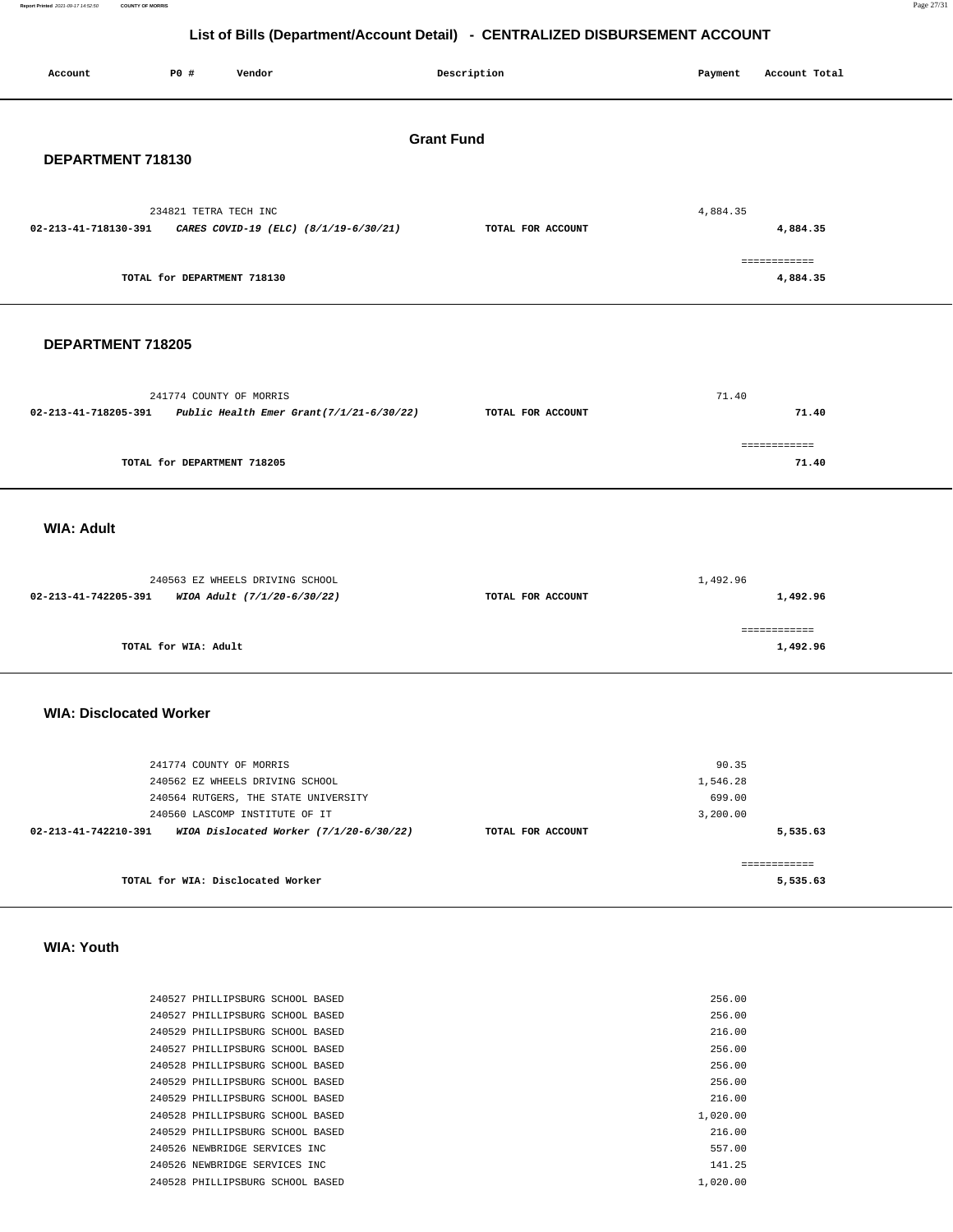# List of Bills (Department/Account Detail) - CENTRALIZED DISBURSEMENT ACCOUNT

| Account | PO # | Vendor | Description | Payment | Account Total |
|---|---|---|---|---|---|

## Grant Fund

### DEPARTMENT 718130

| Account | PO # | Vendor | Description | Payment | Account Total |
|---|---|---|---|---|---|
| | 234821 | TETRA TECH INC | | 4,884.35 | |
| 02-213-41-718130-391 | | *CARES COVID-19 (ELC) (8/1/19-6/30/21)* | TOTAL FOR ACCOUNT | | 4,884.35 |
| | | TOTAL for DEPARTMENT 718130 | | | 4,884.35 |

### DEPARTMENT 718205

| Account | PO # | Vendor | Description | Payment | Account Total |
|---|---|---|---|---|---|
| | 241774 | COUNTY OF MORRIS | | 71.40 | |
| 02-213-41-718205-391 | | *Public Health Emer Grant(7/1/21-6/30/22)* | TOTAL FOR ACCOUNT | | 71.40 |
| | | TOTAL for DEPARTMENT 718205 | | | 71.40 |

### WIA: Adult

| Account | PO # | Vendor | Description | Payment | Account Total |
|---|---|---|---|---|---|
| | 240563 | EZ WHEELS DRIVING SCHOOL | | 1,492.96 | |
| 02-213-41-742205-391 | | *WIOA Adult (7/1/20-6/30/22)* | TOTAL FOR ACCOUNT | | 1,492.96 |
| | | TOTAL for WIA: Adult | | | 1,492.96 |

### WIA: Disclocated Worker

| Account | PO # | Vendor | Description | Payment | Account Total |
|---|---|---|---|---|---|
| | 241774 | COUNTY OF MORRIS | | 90.35 | |
| | 240562 | EZ WHEELS DRIVING SCHOOL | | 1,546.28 | |
| | 240564 | RUTGERS, THE STATE UNIVERSITY | | 699.00 | |
| | 240560 | LASCOMP INSTITUTE OF IT | | 3,200.00 | |
| 02-213-41-742210-391 | | *WIOA Dislocated Worker (7/1/20-6/30/22)* | TOTAL FOR ACCOUNT | | 5,535.63 |
| | | TOTAL for WIA: Disclocated Worker | | | 5,535.63 |

### WIA: Youth

| Account | PO # | Vendor | Description | Payment | Account Total |
|---|---|---|---|---|---|
| | 240527 | PHILLIPSBURG SCHOOL BASED | | 256.00 | |
| | 240527 | PHILLIPSBURG SCHOOL BASED | | 256.00 | |
| | 240529 | PHILLIPSBURG SCHOOL BASED | | 216.00 | |
| | 240527 | PHILLIPSBURG SCHOOL BASED | | 256.00 | |
| | 240528 | PHILLIPSBURG SCHOOL BASED | | 256.00 | |
| | 240529 | PHILLIPSBURG SCHOOL BASED | | 256.00 | |
| | 240529 | PHILLIPSBURG SCHOOL BASED | | 216.00 | |
| | 240528 | PHILLIPSBURG SCHOOL BASED | | 1,020.00 | |
| | 240529 | PHILLIPSBURG SCHOOL BASED | | 216.00 | |
| | 240526 | NEWBRIDGE SERVICES INC | | 557.00 | |
| | 240526 | NEWBRIDGE SERVICES INC | | 141.25 | |
| | 240528 | PHILLIPSBURG SCHOOL BASED | | 1,020.00 | |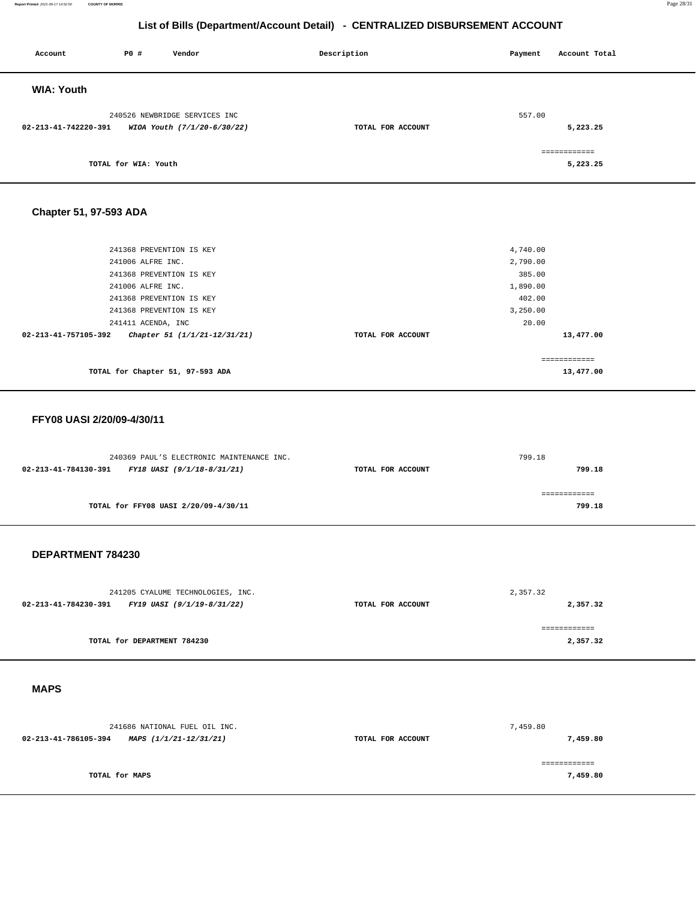# List of Bills (Department/Account Detail) - CENTRALIZED DISBURSEMENT ACCOUNT

| Account | PO # | Vendor | Description | Payment | Account Total |
|---|---|---|---|---|---|

## WIA: Youth

| Account | PO # | Vendor | Description | Payment | Account Total |
|---|---|---|---|---|---|
| | 240526 | NEWBRIDGE SERVICES INC | | 557.00 | |
| 02-213-41-742220-391 | | *WIOA Youth (7/1/20-6/30/22)* | TOTAL FOR ACCOUNT | | 5,223.25 |
| | | | | | ============ |
| | TOTAL for WIA: Youth | | | | 5,223.25 |

## Chapter 51, 97-593 ADA

| Account | PO # | Vendor | Description | Payment | Account Total |
|---|---|---|---|---|---|
| | 241368 | PREVENTION IS KEY | | 4,740.00 | |
| | 241006 | ALFRE INC. | | 2,790.00 | |
| | 241368 | PREVENTION IS KEY | | 385.00 | |
| | 241006 | ALFRE INC. | | 1,890.00 | |
| | 241368 | PREVENTION IS KEY | | 402.00 | |
| | 241368 | PREVENTION IS KEY | | 3,250.00 | |
| | 241411 | ACENDA, INC | | 20.00 | |
| 02-213-41-757105-392 | | *Chapter 51 (1/1/21-12/31/21)* | TOTAL FOR ACCOUNT | | 13,477.00 |
| | | | | | ============ |
| | TOTAL for Chapter 51, 97-593 ADA | | | | 13,477.00 |

## FFY08 UASI 2/20/09-4/30/11

| Account | PO # | Vendor | Description | Payment | Account Total |
|---|---|---|---|---|---|
| | 240369 | PAUL'S ELECTRONIC MAINTENANCE INC. | | 799.18 | |
| 02-213-41-784130-391 | | *FY18 UASI (9/1/18-8/31/21)* | TOTAL FOR ACCOUNT | | 799.18 |
| | | | | | ============ |
| | TOTAL for FFY08 UASI 2/20/09-4/30/11 | | | | 799.18 |

## DEPARTMENT 784230

| Account | PO # | Vendor | Description | Payment | Account Total |
|---|---|---|---|---|---|
| | 241205 | CYALUME TECHNOLOGIES, INC. | | 2,357.32 | |
| 02-213-41-784230-391 | | *FY19 UASI (9/1/19-8/31/22)* | TOTAL FOR ACCOUNT | | 2,357.32 |
| | | | | | ============ |
| | TOTAL for DEPARTMENT 784230 | | | | 2,357.32 |

## MAPS

| Account | PO # | Vendor | Description | Payment | Account Total |
|---|---|---|---|---|---|
| | 241686 | NATIONAL FUEL OIL INC. | | 7,459.80 | |
| 02-213-41-786105-394 | | *MAPS (1/1/21-12/31/21)* | TOTAL FOR ACCOUNT | | 7,459.80 |
| | | | | | ============ |
| | TOTAL for MAPS | | | | 7,459.80 |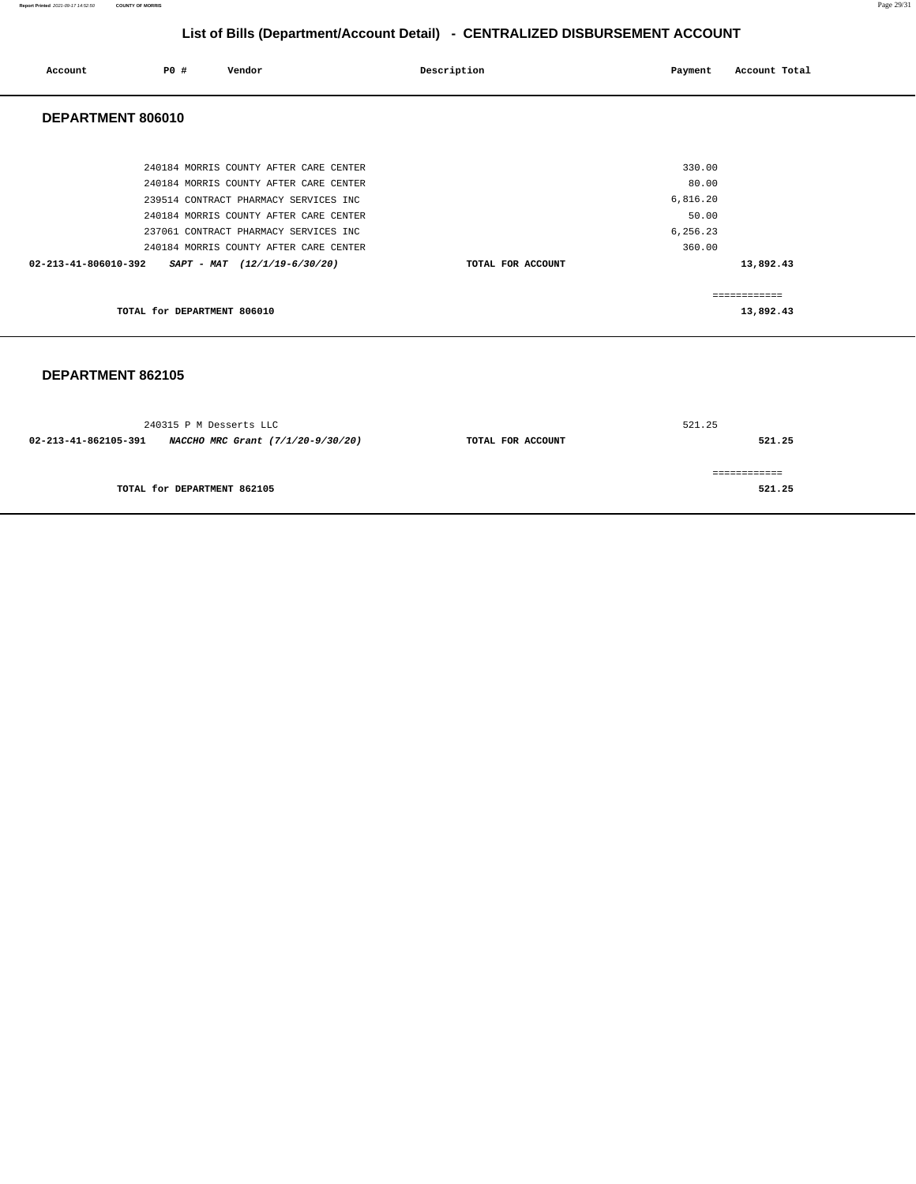# List of Bills (Department/Account Detail) - CENTRALIZED DISBURSEMENT ACCOUNT

| Account | PO # | Vendor | Description | Payment | Account Total |
|---|---|---|---|---|---|

## DEPARTMENT 806010

| Account | PO # | Vendor | Description | Payment | Account Total |
|---|---|---|---|---|---|
| | 240184 | MORRIS COUNTY AFTER CARE CENTER | | 330.00 | |
| | 240184 | MORRIS COUNTY AFTER CARE CENTER | | 80.00 | |
| | 239514 | CONTRACT PHARMACY SERVICES INC | | 6,816.20 | |
| | 240184 | MORRIS COUNTY AFTER CARE CENTER | | 50.00 | |
| | 237061 | CONTRACT PHARMACY SERVICES INC | | 6,256.23 | |
| | 240184 | MORRIS COUNTY AFTER CARE CENTER | | 360.00 | |
| **02-213-41-806010-392** | ***SAPT - MAT (12/1/19-6/30/20)*** | | **TOTAL FOR ACCOUNT** | | **13,892.43** |

============

**TOTAL for DEPARTMENT 806010** **13,892.43**

## DEPARTMENT 862105

| Account | PO # | Vendor | Description | Payment | Account Total |
|---|---|---|---|---|---|
| | 240315 | P M Desserts LLC | | 521.25 | |
| **02-213-41-862105-391** | ***NACCHO MRC Grant (7/1/20-9/30/20)*** | | **TOTAL FOR ACCOUNT** | | **521.25** |

============

**TOTAL for DEPARTMENT 862105** **521.25**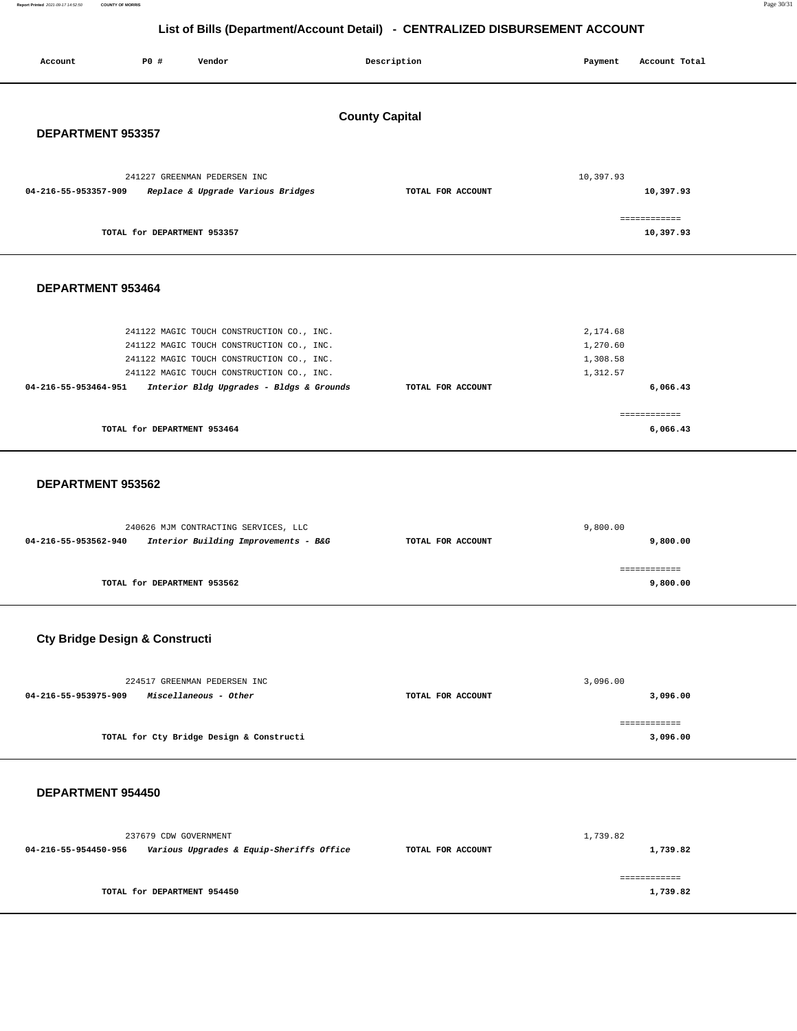## List of Bills (Department/Account Detail) - CENTRALIZED DISBURSEMENT ACCOUNT

| Account | PO # | Vendor | Description | Payment | Account Total |
|---|---|---|---|---|---|

### County Capital

### DEPARTMENT 953357

| Account | PO # | Vendor | Description | Payment | Account Total |
|---|---|---|---|---|---|
| | 241227 | GREENMAN PEDERSEN INC | | 10,397.93 | |
| 04-216-55-953357-909 | | *Replace & Upgrade Various Bridges* | TOTAL FOR ACCOUNT | | 10,397.93 |
| | | | | | ============ |
| | | TOTAL for DEPARTMENT 953357 | | | 10,397.93 |

### DEPARTMENT 953464

| Account | PO # | Vendor | Description | Payment | Account Total |
|---|---|---|---|---|---|
| | 241122 | MAGIC TOUCH CONSTRUCTION CO., INC. | | 2,174.68 | |
| | 241122 | MAGIC TOUCH CONSTRUCTION CO., INC. | | 1,270.60 | |
| | 241122 | MAGIC TOUCH CONSTRUCTION CO., INC. | | 1,308.58 | |
| | 241122 | MAGIC TOUCH CONSTRUCTION CO., INC. | | 1,312.57 | |
| 04-216-55-953464-951 | | *Interior Bldg Upgrades - Bldgs & Grounds* | TOTAL FOR ACCOUNT | | 6,066.43 |
| | | | | | ============ |
| | | TOTAL for DEPARTMENT 953464 | | | 6,066.43 |

### DEPARTMENT 953562

| Account | PO # | Vendor | Description | Payment | Account Total |
|---|---|---|---|---|---|
| | 240626 | MJM CONTRACTING SERVICES, LLC | | 9,800.00 | |
| 04-216-55-953562-940 | | *Interior Building Improvements - B&G* | TOTAL FOR ACCOUNT | | 9,800.00 |
| | | | | | ============ |
| | | TOTAL for DEPARTMENT 953562 | | | 9,800.00 |

### Cty Bridge Design & Constructi

| Account | PO # | Vendor | Description | Payment | Account Total |
|---|---|---|---|---|---|
| | 224517 | GREENMAN PEDERSEN INC | | 3,096.00 | |
| 04-216-55-953975-909 | | *Miscellaneous - Other* | TOTAL FOR ACCOUNT | | 3,096.00 |
| | | | | | ============ |
| | | TOTAL for Cty Bridge Design & Constructi | | | 3,096.00 |

### DEPARTMENT 954450

| Account | PO # | Vendor | Description | Payment | Account Total |
|---|---|---|---|---|---|
| | 237679 | CDW GOVERNMENT | | 1,739.82 | |
| 04-216-55-954450-956 | | *Various Upgrades & Equip-Sheriffs Office* | TOTAL FOR ACCOUNT | | 1,739.82 |
| | | | | | ============ |
| | | TOTAL for DEPARTMENT 954450 | | | 1,739.82 |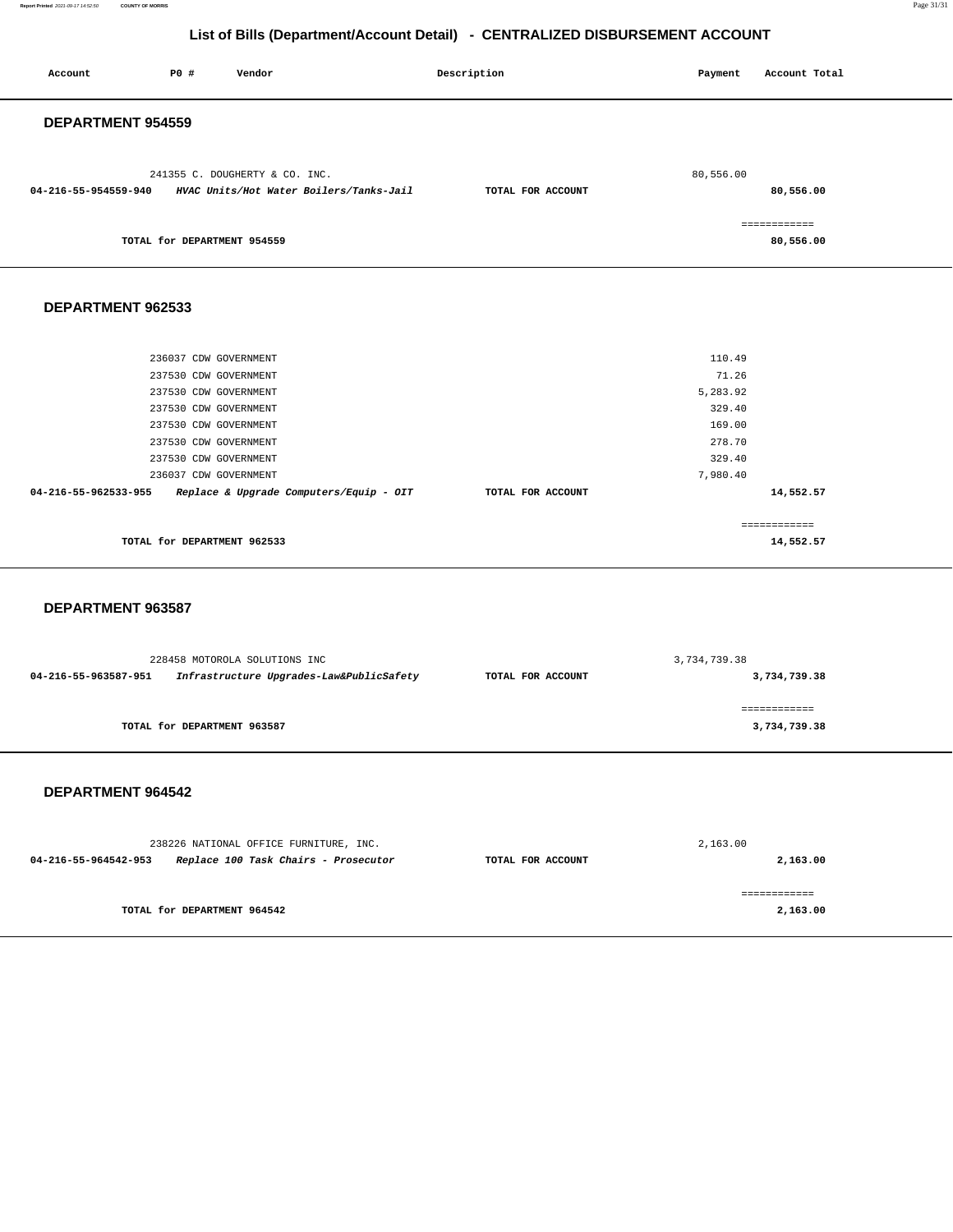# List of Bills (Department/Account Detail) - CENTRALIZED DISBURSEMENT ACCOUNT

| Account | PO # | Vendor | Description | Payment | Account Total |
|---|---|---|---|---|---|

## DEPARTMENT 954559

| Account | PO # | Vendor | Description | Payment | Account Total |
|---|---|---|---|---|---|
| | 241355 | C. DOUGHERTY & CO. INC. | | 80,556.00 | |
| **04-216-55-954559-940** | | ***HVAC Units/Hot Water Boilers/Tanks-Jail*** | **TOTAL FOR ACCOUNT** | | **80,556.00** |
| | | | | | ============ |
| | | **TOTAL for DEPARTMENT 954559** | | | **80,556.00** |

## DEPARTMENT 962533

| Account | PO # | Vendor | Description | Payment | Account Total |
|---|---|---|---|---|---|
| | 236037 | CDW GOVERNMENT | | 110.49 | |
| | 237530 | CDW GOVERNMENT | | 71.26 | |
| | 237530 | CDW GOVERNMENT | | 5,283.92 | |
| | 237530 | CDW GOVERNMENT | | 329.40 | |
| | 237530 | CDW GOVERNMENT | | 169.00 | |
| | 237530 | CDW GOVERNMENT | | 278.70 | |
| | 237530 | CDW GOVERNMENT | | 329.40 | |
| | 236037 | CDW GOVERNMENT | | 7,980.40 | |
| **04-216-55-962533-955** | | ***Replace & Upgrade Computers/Equip - OIT*** | **TOTAL FOR ACCOUNT** | | **14,552.57** |
| | | | | | ============ |
| | | **TOTAL for DEPARTMENT 962533** | | | **14,552.57** |

## DEPARTMENT 963587

| Account | PO # | Vendor | Description | Payment | Account Total |
|---|---|---|---|---|---|
| | 228458 | MOTOROLA SOLUTIONS INC | | 3,734,739.38 | |
| **04-216-55-963587-951** | | ***Infrastructure Upgrades-Law&PublicSafety*** | **TOTAL FOR ACCOUNT** | | **3,734,739.38** |
| | | | | | ============ |
| | | **TOTAL for DEPARTMENT 963587** | | | **3,734,739.38** |

## DEPARTMENT 964542

| Account | PO # | Vendor | Description | Payment | Account Total |
|---|---|---|---|---|---|
| | 238226 | NATIONAL OFFICE FURNITURE, INC. | | 2,163.00 | |
| **04-216-55-964542-953** | | ***Replace 100 Task Chairs - Prosecutor*** | **TOTAL FOR ACCOUNT** | | **2,163.00** |
| | | | | | ============ |
| | | **TOTAL for DEPARTMENT 964542** | | | **2,163.00** |